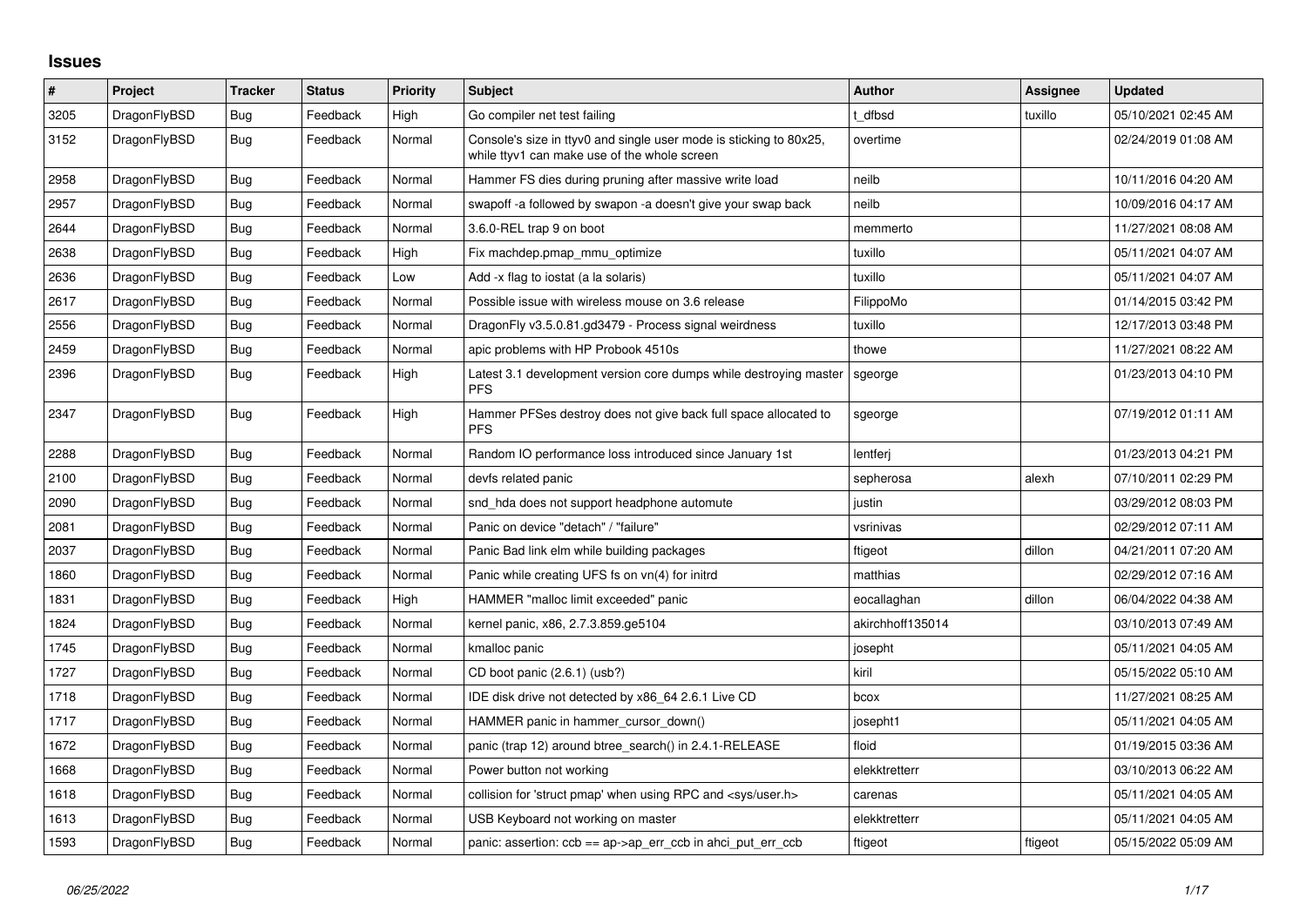# Issues

| # | Project | Tracker | Status | Priority | Subject | Author | Assignee | Updated |
|---|---|---|---|---|---|---|---|---|
| 3205 | DragonFlyBSD | Bug | Feedback | High | Go compiler net test failing | t_dfbsd | tuxillo | 05/10/2021 02:45 AM |
| 3152 | DragonFlyBSD | Bug | Feedback | Normal | Console's size in ttyv0 and single user mode is sticking to 80x25, while ttyv1 can make use of the whole screen | overtime | | 02/24/2019 01:08 AM |
| 2958 | DragonFlyBSD | Bug | Feedback | Normal | Hammer FS dies during pruning after massive write load | neilb | | 10/11/2016 04:20 AM |
| 2957 | DragonFlyBSD | Bug | Feedback | Normal | swapoff -a followed by swapon -a doesn't give your swap back | neilb | | 10/09/2016 04:17 AM |
| 2644 | DragonFlyBSD | Bug | Feedback | Normal | 3.6.0-REL trap 9 on boot | memmerto | | 11/27/2021 08:08 AM |
| 2638 | DragonFlyBSD | Bug | Feedback | High | Fix machdep.pmap_mmu_optimize | tuxillo | | 05/11/2021 04:07 AM |
| 2636 | DragonFlyBSD | Bug | Feedback | Low | Add -x flag to iostat (a la solaris) | tuxillo | | 05/11/2021 04:07 AM |
| 2617 | DragonFlyBSD | Bug | Feedback | Normal | Possible issue with wireless mouse on 3.6 release | FilippoMo | | 01/14/2015 03:42 PM |
| 2556 | DragonFlyBSD | Bug | Feedback | Normal | DragonFly v3.5.0.81.gd3479 - Process signal weirdness | tuxillo | | 12/17/2013 03:48 PM |
| 2459 | DragonFlyBSD | Bug | Feedback | Normal | apic problems with HP Probook 4510s | thowe | | 11/27/2021 08:22 AM |
| 2396 | DragonFlyBSD | Bug | Feedback | High | Latest 3.1 development version core dumps while destroying master PFS | sgeorge | | 01/23/2013 04:10 PM |
| 2347 | DragonFlyBSD | Bug | Feedback | High | Hammer PFSes destroy does not give back full space allocated to PFS | sgeorge | | 07/19/2012 01:11 AM |
| 2288 | DragonFlyBSD | Bug | Feedback | Normal | Random IO performance loss introduced since January 1st | lentferj | | 01/23/2013 04:21 PM |
| 2100 | DragonFlyBSD | Bug | Feedback | Normal | devfs related panic | sepherosa | alexh | 07/10/2011 02:29 PM |
| 2090 | DragonFlyBSD | Bug | Feedback | Normal | snd_hda does not support headphone automute | justin | | 03/29/2012 08:03 PM |
| 2081 | DragonFlyBSD | Bug | Feedback | Normal | Panic on device "detach" / "failure" | vsrinivas | | 02/29/2012 07:11 AM |
| 2037 | DragonFlyBSD | Bug | Feedback | Normal | Panic Bad link elm while building packages | ftigeot | dillon | 04/21/2011 07:20 AM |
| 1860 | DragonFlyBSD | Bug | Feedback | Normal | Panic while creating UFS fs on vn(4) for initrd | matthias | | 02/29/2012 07:16 AM |
| 1831 | DragonFlyBSD | Bug | Feedback | High | HAMMER "malloc limit exceeded" panic | eocallaghan | dillon | 06/04/2022 04:38 AM |
| 1824 | DragonFlyBSD | Bug | Feedback | Normal | kernel panic, x86, 2.7.3.859.ge5104 | akirchhoff135014 | | 03/10/2013 07:49 AM |
| 1745 | DragonFlyBSD | Bug | Feedback | Normal | kmalloc panic | josepht | | 05/11/2021 04:05 AM |
| 1727 | DragonFlyBSD | Bug | Feedback | Normal | CD boot panic (2.6.1) (usb?) | kiril | | 05/15/2022 05:10 AM |
| 1718 | DragonFlyBSD | Bug | Feedback | Normal | IDE disk drive not detected by x86_64 2.6.1 Live CD | bcox | | 11/27/2021 08:25 AM |
| 1717 | DragonFlyBSD | Bug | Feedback | Normal | HAMMER panic in hammer_cursor_down() | josepht1 | | 05/11/2021 04:05 AM |
| 1672 | DragonFlyBSD | Bug | Feedback | Normal | panic (trap 12) around btree_search() in 2.4.1-RELEASE | floid | | 01/19/2015 03:36 AM |
| 1668 | DragonFlyBSD | Bug | Feedback | Normal | Power button not working | elekktretterr | | 03/10/2013 06:22 AM |
| 1618 | DragonFlyBSD | Bug | Feedback | Normal | collision for 'struct pmap' when using RPC and <sys/user.h> | carenas | | 05/11/2021 04:05 AM |
| 1613 | DragonFlyBSD | Bug | Feedback | Normal | USB Keyboard not working on master | elekktretterr | | 05/11/2021 04:05 AM |
| 1593 | DragonFlyBSD | Bug | Feedback | Normal | panic: assertion: ccb == ap->ap_err_ccb in ahci_put_err_ccb | ftigeot | ftigeot | 05/15/2022 05:09 AM |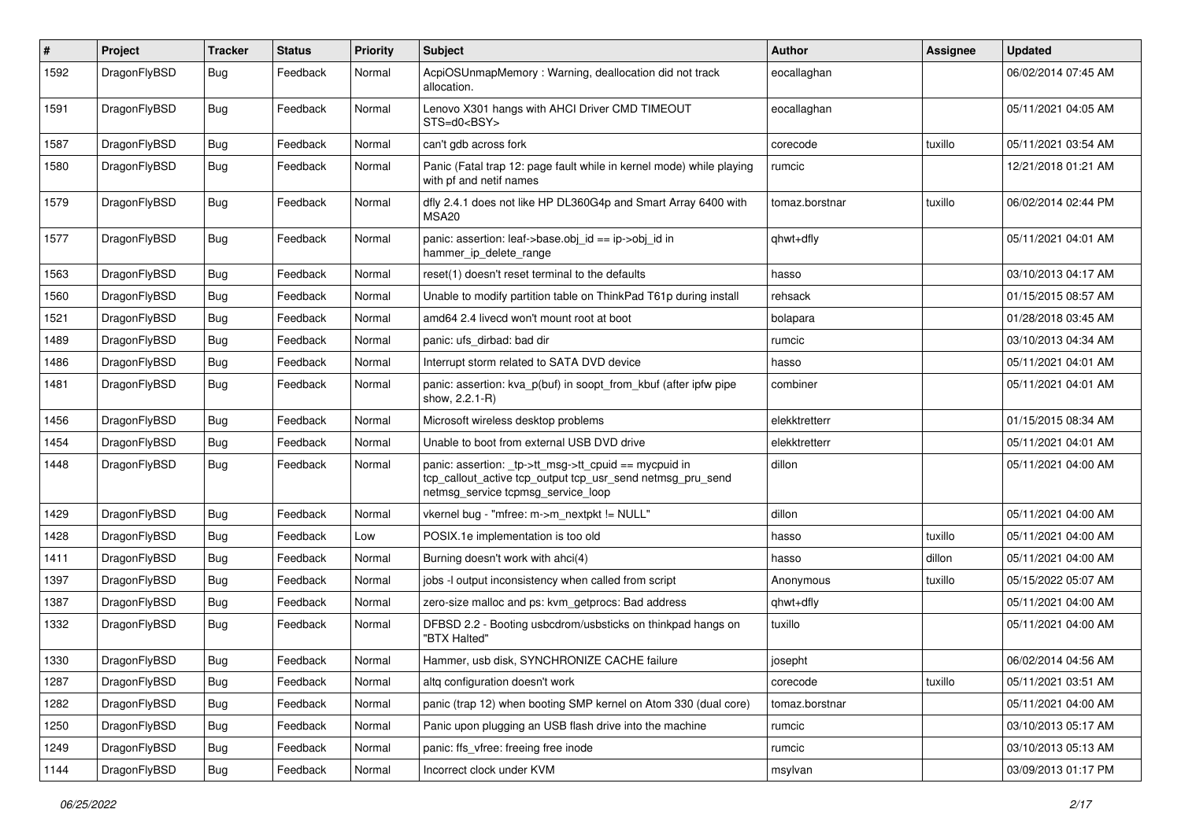| # | Project | Tracker | Status | Priority | Subject | Author | Assignee | Updated |
|---|---|---|---|---|---|---|---|---|
| 1592 | DragonFlyBSD | Bug | Feedback | Normal | AcpiOSUnmapMemory : Warning, deallocation did not track allocation. | eocallaghan | | 06/02/2014 07:45 AM |
| 1591 | DragonFlyBSD | Bug | Feedback | Normal | Lenovo X301 hangs with AHCI Driver CMD TIMEOUT STS=d0<BSY> | eocallaghan | | 05/11/2021 04:05 AM |
| 1587 | DragonFlyBSD | Bug | Feedback | Normal | can't gdb across fork | corecode | tuxillo | 05/11/2021 03:54 AM |
| 1580 | DragonFlyBSD | Bug | Feedback | Normal | Panic (Fatal trap 12: page fault while in kernel mode) while playing with pf and netif names | rumcic | | 12/21/2018 01:21 AM |
| 1579 | DragonFlyBSD | Bug | Feedback | Normal | dfly 2.4.1 does not like HP DL360G4p and Smart Array 6400 with MSA20 | tomaz.borstnar | tuxillo | 06/02/2014 02:44 PM |
| 1577 | DragonFlyBSD | Bug | Feedback | Normal | panic: assertion: leaf->base.obj_id == ip->obj_id in hammer_ip_delete_range | qhwt+dfly | | 05/11/2021 04:01 AM |
| 1563 | DragonFlyBSD | Bug | Feedback | Normal | reset(1) doesn't reset terminal to the defaults | hasso | | 03/10/2013 04:17 AM |
| 1560 | DragonFlyBSD | Bug | Feedback | Normal | Unable to modify partition table on ThinkPad T61p during install | rehsack | | 01/15/2015 08:57 AM |
| 1521 | DragonFlyBSD | Bug | Feedback | Normal | amd64 2.4 livecd won't mount root at boot | bolapara | | 01/28/2018 03:45 AM |
| 1489 | DragonFlyBSD | Bug | Feedback | Normal | panic: ufs_dirbad: bad dir | rumcic | | 03/10/2013 04:34 AM |
| 1486 | DragonFlyBSD | Bug | Feedback | Normal | Interrupt storm related to SATA DVD device | hasso | | 05/11/2021 04:01 AM |
| 1481 | DragonFlyBSD | Bug | Feedback | Normal | panic: assertion: kva_p(buf) in soopt_from_kbuf (after ipfw pipe show, 2.2.1-R) | combiner | | 05/11/2021 04:01 AM |
| 1456 | DragonFlyBSD | Bug | Feedback | Normal | Microsoft wireless desktop problems | elekktretterr | | 01/15/2015 08:34 AM |
| 1454 | DragonFlyBSD | Bug | Feedback | Normal | Unable to boot from external USB DVD drive | elekktretterr | | 05/11/2021 04:01 AM |
| 1448 | DragonFlyBSD | Bug | Feedback | Normal | panic: assertion: _tp->tt_msg->tt_cpuid == mycpuid in tcp_callout_active tcp_output tcp_usr_send netmsg_pru_send netmsg_service tcpmsg_service_loop | dillon | | 05/11/2021 04:00 AM |
| 1429 | DragonFlyBSD | Bug | Feedback | Normal | vkernel bug - "mfree: m->m_nextpkt != NULL" | dillon | | 05/11/2021 04:00 AM |
| 1428 | DragonFlyBSD | Bug | Feedback | Low | POSIX.1e implementation is too old | hasso | tuxillo | 05/11/2021 04:00 AM |
| 1411 | DragonFlyBSD | Bug | Feedback | Normal | Burning doesn't work with ahci(4) | hasso | dillon | 05/11/2021 04:00 AM |
| 1397 | DragonFlyBSD | Bug | Feedback | Normal | jobs -l output inconsistency when called from script | Anonymous | tuxillo | 05/15/2022 05:07 AM |
| 1387 | DragonFlyBSD | Bug | Feedback | Normal | zero-size malloc and ps: kvm_getprocs: Bad address | qhwt+dfly | | 05/11/2021 04:00 AM |
| 1332 | DragonFlyBSD | Bug | Feedback | Normal | DFBSD 2.2 - Booting usbcdrom/usbsticks on thinkpad hangs on "BTX Halted" | tuxillo | | 05/11/2021 04:00 AM |
| 1330 | DragonFlyBSD | Bug | Feedback | Normal | Hammer, usb disk, SYNCHRONIZE CACHE failure | josepht | | 06/02/2014 04:56 AM |
| 1287 | DragonFlyBSD | Bug | Feedback | Normal | altq configuration doesn't work | corecode | tuxillo | 05/11/2021 03:51 AM |
| 1282 | DragonFlyBSD | Bug | Feedback | Normal | panic (trap 12) when booting SMP kernel on Atom 330 (dual core) | tomaz.borstnar | | 05/11/2021 04:00 AM |
| 1250 | DragonFlyBSD | Bug | Feedback | Normal | Panic upon plugging an USB flash drive into the machine | rumcic | | 03/10/2013 05:17 AM |
| 1249 | DragonFlyBSD | Bug | Feedback | Normal | panic: ffs_vfree: freeing free inode | rumcic | | 03/10/2013 05:13 AM |
| 1144 | DragonFlyBSD | Bug | Feedback | Normal | Incorrect clock under KVM | msylvan | | 03/09/2013 01:17 PM |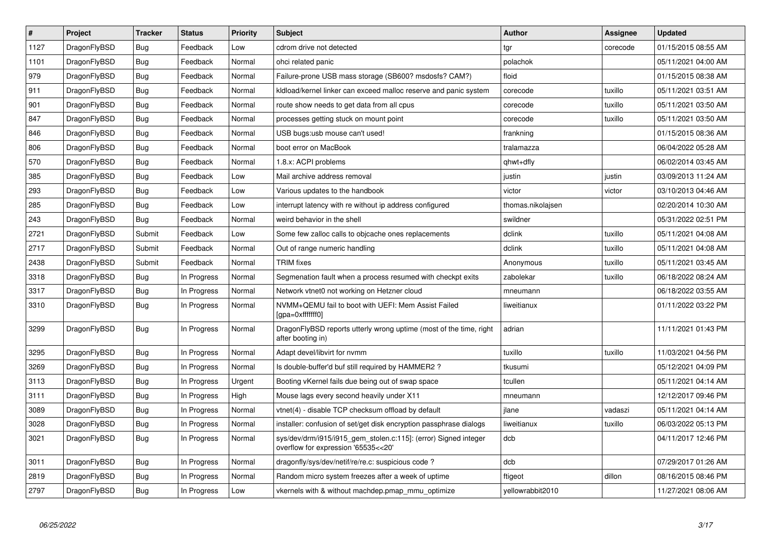| # | Project | Tracker | Status | Priority | Subject | Author | Assignee | Updated |
|---|---|---|---|---|---|---|---|---|
| 1127 | DragonFlyBSD | Bug | Feedback | Low | cdrom drive not detected | tgr | corecode | 01/15/2015 08:55 AM |
| 1101 | DragonFlyBSD | Bug | Feedback | Normal | ohci related panic | polachok | | 05/11/2021 04:00 AM |
| 979 | DragonFlyBSD | Bug | Feedback | Normal | Failure-prone USB mass storage (SB600? msdosfs? CAM?) | floid | | 01/15/2015 08:38 AM |
| 911 | DragonFlyBSD | Bug | Feedback | Normal | kldload/kernel linker can exceed malloc reserve and panic system | corecode | tuxillo | 05/11/2021 03:51 AM |
| 901 | DragonFlyBSD | Bug | Feedback | Normal | route show needs to get data from all cpus | corecode | tuxillo | 05/11/2021 03:50 AM |
| 847 | DragonFlyBSD | Bug | Feedback | Normal | processes getting stuck on mount point | corecode | tuxillo | 05/11/2021 03:50 AM |
| 846 | DragonFlyBSD | Bug | Feedback | Normal | USB bugs:usb mouse can't used! | frankning | | 01/15/2015 08:36 AM |
| 806 | DragonFlyBSD | Bug | Feedback | Normal | boot error on MacBook | tralamazza | | 06/04/2022 05:28 AM |
| 570 | DragonFlyBSD | Bug | Feedback | Normal | 1.8.x: ACPI problems | qhwt+dfly | | 06/02/2014 03:45 AM |
| 385 | DragonFlyBSD | Bug | Feedback | Low | Mail archive address removal | justin | justin | 03/09/2013 11:24 AM |
| 293 | DragonFlyBSD | Bug | Feedback | Low | Various updates to the handbook | victor | victor | 03/10/2013 04:46 AM |
| 285 | DragonFlyBSD | Bug | Feedback | Low | interrupt latency with re without ip address configured | thomas.nikolajsen | | 02/20/2014 10:30 AM |
| 243 | DragonFlyBSD | Bug | Feedback | Normal | weird behavior in the shell | swildner | | 05/31/2022 02:51 PM |
| 2721 | DragonFlyBSD | Submit | Feedback | Low | Some few zalloc calls to objcache ones replacements | dclink | tuxillo | 05/11/2021 04:08 AM |
| 2717 | DragonFlyBSD | Submit | Feedback | Normal | Out of range numeric handling | dclink | tuxillo | 05/11/2021 04:08 AM |
| 2438 | DragonFlyBSD | Submit | Feedback | Normal | TRIM fixes | Anonymous | tuxillo | 05/11/2021 03:45 AM |
| 3318 | DragonFlyBSD | Bug | In Progress | Normal | Segmenation fault when a process resumed with checkpt exits | zabolekar | tuxillo | 06/18/2022 08:24 AM |
| 3317 | DragonFlyBSD | Bug | In Progress | Normal | Network vtnet0 not working on Hetzner cloud | mneumann | | 06/18/2022 03:55 AM |
| 3310 | DragonFlyBSD | Bug | In Progress | Normal | NVMM+QEMU fail to boot with UEFI: Mem Assist Failed [gpa=0xfffffff0] | liweitianux | | 01/11/2022 03:22 PM |
| 3299 | DragonFlyBSD | Bug | In Progress | Normal | DragonFlyBSD reports utterly wrong uptime (most of the time, right after booting in) | adrian | | 11/11/2021 01:43 PM |
| 3295 | DragonFlyBSD | Bug | In Progress | Normal | Adapt devel/libvirt for nvmm | tuxillo | tuxillo | 11/03/2021 04:56 PM |
| 3269 | DragonFlyBSD | Bug | In Progress | Normal | Is double-buffer'd buf still required by HAMMER2 ? | tkusumi | | 05/12/2021 04:09 PM |
| 3113 | DragonFlyBSD | Bug | In Progress | Urgent | Booting vKernel fails due being out of swap space | tcullen | | 05/11/2021 04:14 AM |
| 3111 | DragonFlyBSD | Bug | In Progress | High | Mouse lags every second heavily under X11 | mneumann | | 12/12/2017 09:46 PM |
| 3089 | DragonFlyBSD | Bug | In Progress | Normal | vtnet(4) - disable TCP checksum offload by default | jlane | vadaszi | 05/11/2021 04:14 AM |
| 3028 | DragonFlyBSD | Bug | In Progress | Normal | installer: confusion of set/get disk encryption passphrase dialogs | liweitianux | tuxillo | 06/03/2022 05:13 PM |
| 3021 | DragonFlyBSD | Bug | In Progress | Normal | sys/dev/drm/i915/i915_gem_stolen.c:115]: (error) Signed integer overflow for expression '65535<<20' | dcb | | 04/11/2017 12:46 PM |
| 3011 | DragonFlyBSD | Bug | In Progress | Normal | dragonfly/sys/dev/netif/re/re.c: suspicious code ? | dcb | | 07/29/2017 01:26 AM |
| 2819 | DragonFlyBSD | Bug | In Progress | Normal | Random micro system freezes after a week of uptime | ftigeot | dillon | 08/16/2015 08:46 PM |
| 2797 | DragonFlyBSD | Bug | In Progress | Low | vkernels with & without machdep.pmap_mmu_optimize | yellowrabbit2010 | | 11/27/2021 08:06 AM |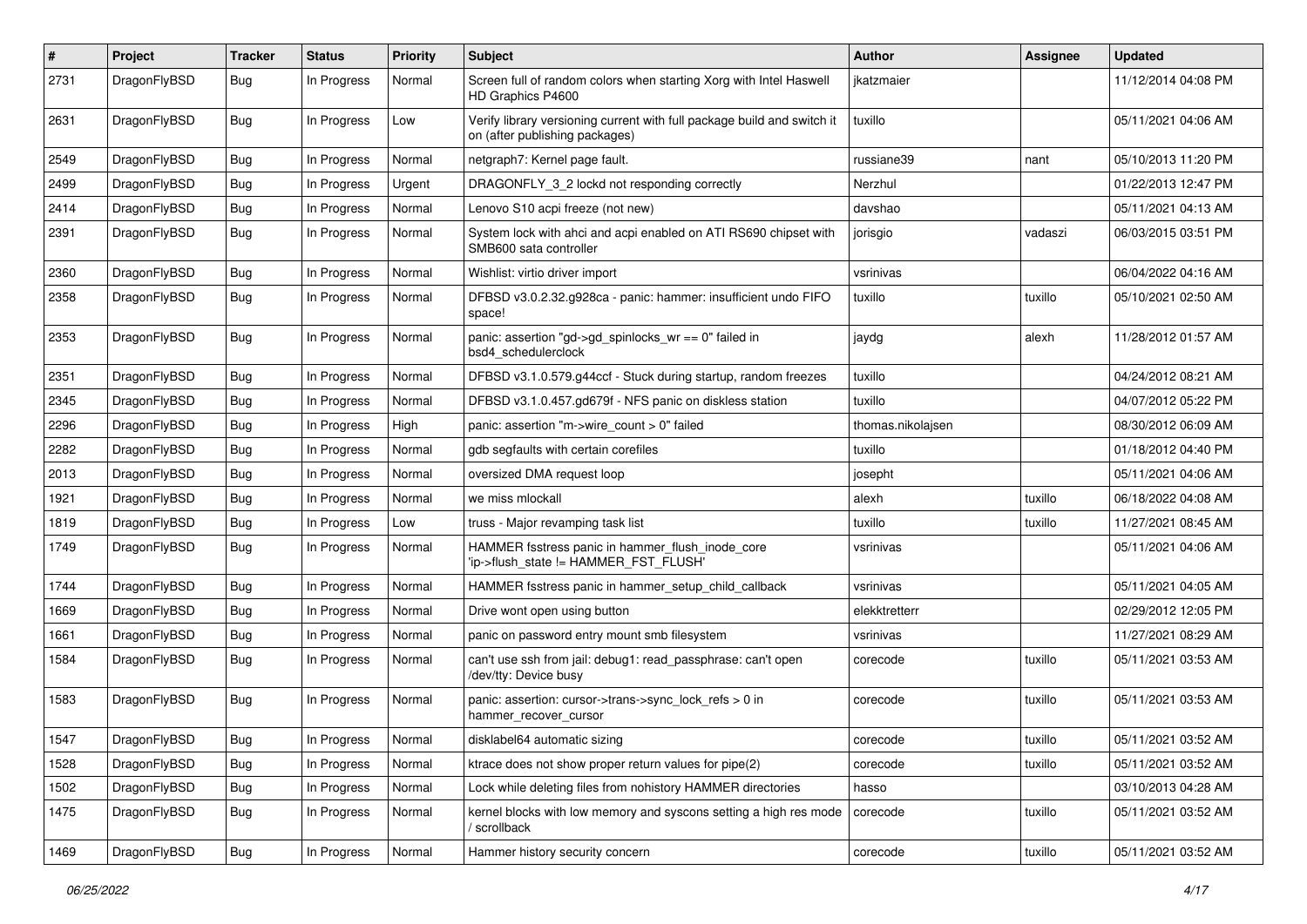| # | Project | Tracker | Status | Priority | Subject | Author | Assignee | Updated |
|---|---|---|---|---|---|---|---|---|
| 2731 | DragonFlyBSD | Bug | In Progress | Normal | Screen full of random colors when starting Xorg with Intel Haswell HD Graphics P4600 | jkatzmaier | | 11/12/2014 04:08 PM |
| 2631 | DragonFlyBSD | Bug | In Progress | Low | Verify library versioning current with full package build and switch it on (after publishing packages) | tuxillo | | 05/11/2021 04:06 AM |
| 2549 | DragonFlyBSD | Bug | In Progress | Normal | netgraph7: Kernel page fault. | russiane39 | nant | 05/10/2013 11:20 PM |
| 2499 | DragonFlyBSD | Bug | In Progress | Urgent | DRAGONFLY_3_2 lockd not responding correctly | Nerzhul | | 01/22/2013 12:47 PM |
| 2414 | DragonFlyBSD | Bug | In Progress | Normal | Lenovo S10 acpi freeze (not new) | davshao | | 05/11/2021 04:13 AM |
| 2391 | DragonFlyBSD | Bug | In Progress | Normal | System lock with ahci and acpi enabled on ATI RS690 chipset with SMB600 sata controller | jorisgio | vadaszi | 06/03/2015 03:51 PM |
| 2360 | DragonFlyBSD | Bug | In Progress | Normal | Wishlist: virtio driver import | vsrinivas | | 06/04/2022 04:16 AM |
| 2358 | DragonFlyBSD | Bug | In Progress | Normal | DFBSD v3.0.2.32.g928ca - panic: hammer: insufficient undo FIFO space! | tuxillo | tuxillo | 05/10/2021 02:50 AM |
| 2353 | DragonFlyBSD | Bug | In Progress | Normal | panic: assertion "gd->gd_spinlocks_wr == 0" failed in bsd4_schedulerclock | jaydg | alexh | 11/28/2012 01:57 AM |
| 2351 | DragonFlyBSD | Bug | In Progress | Normal | DFBSD v3.1.0.579.g44ccf - Stuck during startup, random freezes | tuxillo | | 04/24/2012 08:21 AM |
| 2345 | DragonFlyBSD | Bug | In Progress | Normal | DFBSD v3.1.0.457.gd679f - NFS panic on diskless station | tuxillo | | 04/07/2012 05:22 PM |
| 2296 | DragonFlyBSD | Bug | In Progress | High | panic: assertion "m->wire_count > 0" failed | thomas.nikolajsen | | 08/30/2012 06:09 AM |
| 2282 | DragonFlyBSD | Bug | In Progress | Normal | gdb segfaults with certain corefiles | tuxillo | | 01/18/2012 04:40 PM |
| 2013 | DragonFlyBSD | Bug | In Progress | Normal | oversized DMA request loop | josepht | | 05/11/2021 04:06 AM |
| 1921 | DragonFlyBSD | Bug | In Progress | Normal | we miss mlockall | alexh | tuxillo | 06/18/2022 04:08 AM |
| 1819 | DragonFlyBSD | Bug | In Progress | Low | truss - Major revamping task list | tuxillo | tuxillo | 11/27/2021 08:45 AM |
| 1749 | DragonFlyBSD | Bug | In Progress | Normal | HAMMER fsstress panic in hammer_flush_inode_core 'ip->flush_state != HAMMER_FST_FLUSH' | vsrinivas | | 05/11/2021 04:06 AM |
| 1744 | DragonFlyBSD | Bug | In Progress | Normal | HAMMER fsstress panic in hammer_setup_child_callback | vsrinivas | | 05/11/2021 04:05 AM |
| 1669 | DragonFlyBSD | Bug | In Progress | Normal | Drive wont open using button | elekktretterr | | 02/29/2012 12:05 PM |
| 1661 | DragonFlyBSD | Bug | In Progress | Normal | panic on password entry mount smb filesystem | vsrinivas | | 11/27/2021 08:29 AM |
| 1584 | DragonFlyBSD | Bug | In Progress | Normal | can't use ssh from jail: debug1: read_passphrase: can't open /dev/tty: Device busy | corecode | tuxillo | 05/11/2021 03:53 AM |
| 1583 | DragonFlyBSD | Bug | In Progress | Normal | panic: assertion: cursor->trans->sync_lock_refs > 0 in hammer_recover_cursor | corecode | tuxillo | 05/11/2021 03:53 AM |
| 1547 | DragonFlyBSD | Bug | In Progress | Normal | disklabel64 automatic sizing | corecode | tuxillo | 05/11/2021 03:52 AM |
| 1528 | DragonFlyBSD | Bug | In Progress | Normal | ktrace does not show proper return values for pipe(2) | corecode | tuxillo | 05/11/2021 03:52 AM |
| 1502 | DragonFlyBSD | Bug | In Progress | Normal | Lock while deleting files from nohistory HAMMER directories | hasso | | 03/10/2013 04:28 AM |
| 1475 | DragonFlyBSD | Bug | In Progress | Normal | kernel blocks with low memory and syscons setting a high res mode / scrollback | corecode | tuxillo | 05/11/2021 03:52 AM |
| 1469 | DragonFlyBSD | Bug | In Progress | Normal | Hammer history security concern | corecode | tuxillo | 05/11/2021 03:52 AM |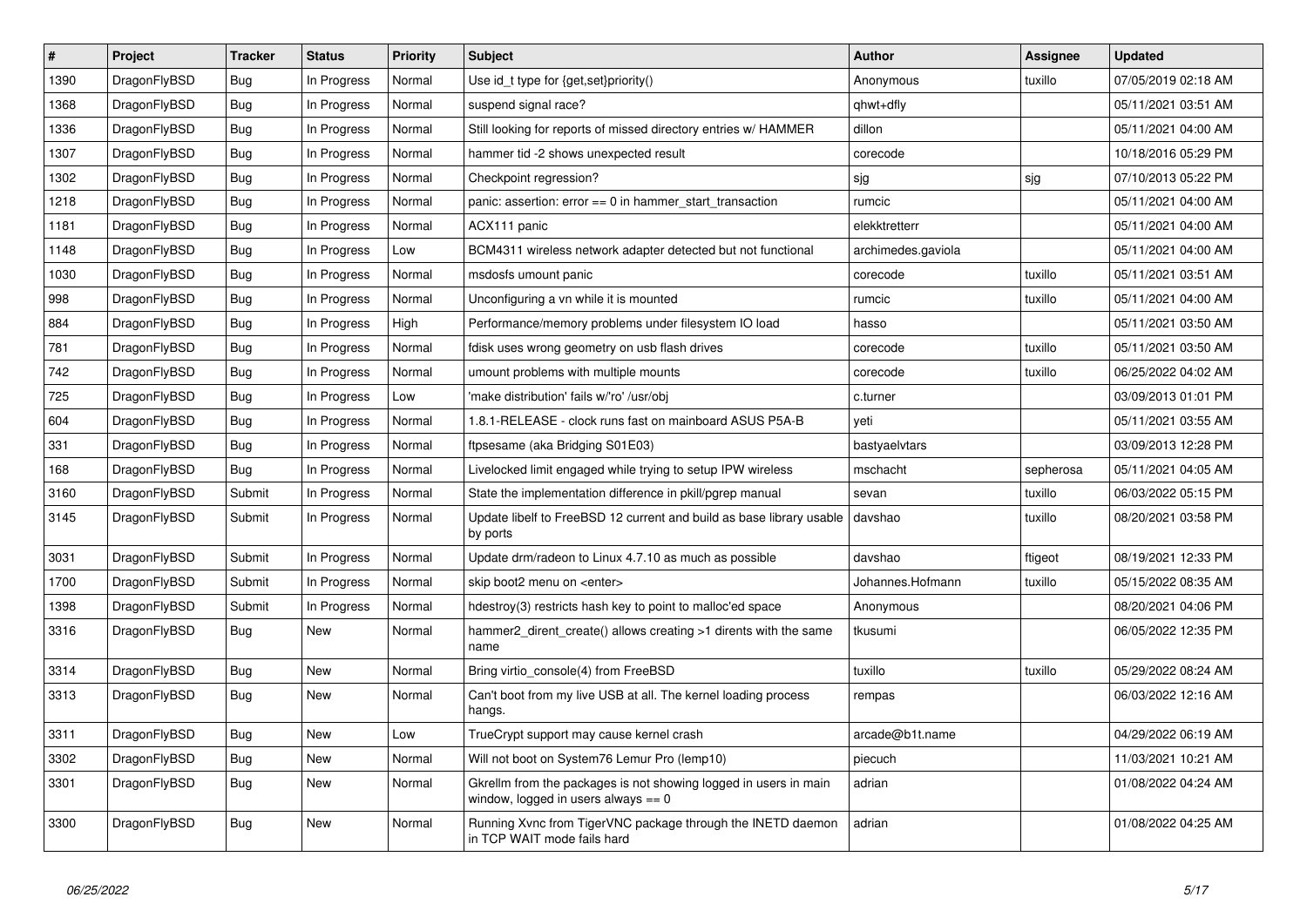| # | Project | Tracker | Status | Priority | Subject | Author | Assignee | Updated |
|---|---|---|---|---|---|---|---|---|
| 1390 | DragonFlyBSD | Bug | In Progress | Normal | Use id_t type for {get,set}priority() | Anonymous | tuxillo | 07/05/2019 02:18 AM |
| 1368 | DragonFlyBSD | Bug | In Progress | Normal | suspend signal race? | qhwt+dfly | | 05/11/2021 03:51 AM |
| 1336 | DragonFlyBSD | Bug | In Progress | Normal | Still looking for reports of missed directory entries w/ HAMMER | dillon | | 05/11/2021 04:00 AM |
| 1307 | DragonFlyBSD | Bug | In Progress | Normal | hammer tid -2 shows unexpected result | corecode | | 10/18/2016 05:29 PM |
| 1302 | DragonFlyBSD | Bug | In Progress | Normal | Checkpoint regression? | sjg | sjg | 07/10/2013 05:22 PM |
| 1218 | DragonFlyBSD | Bug | In Progress | Normal | panic: assertion: error == 0 in hammer_start_transaction | rumcic | | 05/11/2021 04:00 AM |
| 1181 | DragonFlyBSD | Bug | In Progress | Normal | ACX111 panic | elekktretterr | | 05/11/2021 04:00 AM |
| 1148 | DragonFlyBSD | Bug | In Progress | Low | BCM4311 wireless network adapter detected but not functional | archimedes.gaviola | | 05/11/2021 04:00 AM |
| 1030 | DragonFlyBSD | Bug | In Progress | Normal | msdosfs umount panic | corecode | tuxillo | 05/11/2021 03:51 AM |
| 998 | DragonFlyBSD | Bug | In Progress | Normal | Unconfiguring a vn while it is mounted | rumcic | tuxillo | 05/11/2021 04:00 AM |
| 884 | DragonFlyBSD | Bug | In Progress | High | Performance/memory problems under filesystem IO load | hasso | | 05/11/2021 03:50 AM |
| 781 | DragonFlyBSD | Bug | In Progress | Normal | fdisk uses wrong geometry on usb flash drives | corecode | tuxillo | 05/11/2021 03:50 AM |
| 742 | DragonFlyBSD | Bug | In Progress | Normal | umount problems with multiple mounts | corecode | tuxillo | 06/25/2022 04:02 AM |
| 725 | DragonFlyBSD | Bug | In Progress | Low | 'make distribution' fails w/'ro' /usr/obj | c.turner | | 03/09/2013 01:01 PM |
| 604 | DragonFlyBSD | Bug | In Progress | Normal | 1.8.1-RELEASE - clock runs fast on mainboard ASUS P5A-B | yeti | | 05/11/2021 03:55 AM |
| 331 | DragonFlyBSD | Bug | In Progress | Normal | ftpsesame (aka Bridging S01E03) | bastyaelvtars | | 03/09/2013 12:28 PM |
| 168 | DragonFlyBSD | Bug | In Progress | Normal | Livelocked limit engaged while trying to setup IPW wireless | mschacht | sepherosa | 05/11/2021 04:05 AM |
| 3160 | DragonFlyBSD | Submit | In Progress | Normal | State the implementation difference in pkill/pgrep manual | sevan | tuxillo | 06/03/2022 05:15 PM |
| 3145 | DragonFlyBSD | Submit | In Progress | Normal | Update libelf to FreeBSD 12 current and build as base library usable by ports | davshao | tuxillo | 08/20/2021 03:58 PM |
| 3031 | DragonFlyBSD | Submit | In Progress | Normal | Update drm/radeon to Linux 4.7.10 as much as possible | davshao | ftigeot | 08/19/2021 12:33 PM |
| 1700 | DragonFlyBSD | Submit | In Progress | Normal | skip boot2 menu on <enter> | Johannes.Hofmann | tuxillo | 05/15/2022 08:35 AM |
| 1398 | DragonFlyBSD | Submit | In Progress | Normal | hdestroy(3) restricts hash key to point to malloc'ed space | Anonymous | | 08/20/2021 04:06 PM |
| 3316 | DragonFlyBSD | Bug | New | Normal | hammer2_dirent_create() allows creating >1 dirents with the same name | tkusumi | | 06/05/2022 12:35 PM |
| 3314 | DragonFlyBSD | Bug | New | Normal | Bring virtio_console(4) from FreeBSD | tuxillo | tuxillo | 05/29/2022 08:24 AM |
| 3313 | DragonFlyBSD | Bug | New | Normal | Can't boot from my live USB at all. The kernel loading process hangs. | rempas | | 06/03/2022 12:16 AM |
| 3311 | DragonFlyBSD | Bug | New | Low | TrueCrypt support may cause kernel crash | arcade@b1t.name | | 04/29/2022 06:19 AM |
| 3302 | DragonFlyBSD | Bug | New | Normal | Will not boot on System76 Lemur Pro (lemp10) | piecuch | | 11/03/2021 10:21 AM |
| 3301 | DragonFlyBSD | Bug | New | Normal | Gkrellm from the packages is not showing logged in users in main window, logged in users always == 0 | adrian | | 01/08/2022 04:24 AM |
| 3300 | DragonFlyBSD | Bug | New | Normal | Running Xvnc from TigerVNC package through the INETD daemon in TCP WAIT mode fails hard | adrian | | 01/08/2022 04:25 AM |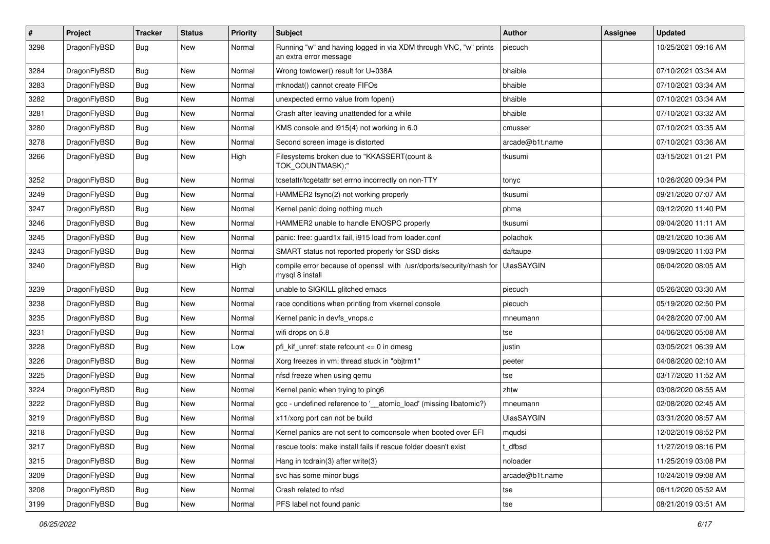| # | Project | Tracker | Status | Priority | Subject | Author | Assignee | Updated |
|---|---|---|---|---|---|---|---|---|
| 3298 | DragonFlyBSD | Bug | New | Normal | Running "w" and having logged in via XDM through VNC, "w" prints an extra error message | piecuch | | 10/25/2021 09:16 AM |
| 3284 | DragonFlyBSD | Bug | New | Normal | Wrong towlower() result for U+038A | bhaible | | 07/10/2021 03:34 AM |
| 3283 | DragonFlyBSD | Bug | New | Normal | mknodat() cannot create FIFOs | bhaible | | 07/10/2021 03:34 AM |
| 3282 | DragonFlyBSD | Bug | New | Normal | unexpected errno value from fopen() | bhaible | | 07/10/2021 03:34 AM |
| 3281 | DragonFlyBSD | Bug | New | Normal | Crash after leaving unattended for a while | bhaible | | 07/10/2021 03:32 AM |
| 3280 | DragonFlyBSD | Bug | New | Normal | KMS console and i915(4) not working in 6.0 | cmusser | | 07/10/2021 03:35 AM |
| 3278 | DragonFlyBSD | Bug | New | Normal | Second screen image is distorted | arcade@b1t.name | | 07/10/2021 03:36 AM |
| 3266 | DragonFlyBSD | Bug | New | High | Filesystems broken due to "KKASSERT(count & TOK_COUNTMASK);" | tkusumi | | 03/15/2021 01:21 PM |
| 3252 | DragonFlyBSD | Bug | New | Normal | tcsetattr/tcgetattr set errno incorrectly on non-TTY | tonyc | | 10/26/2020 09:34 PM |
| 3249 | DragonFlyBSD | Bug | New | Normal | HAMMER2 fsync(2) not working properly | tkusumi | | 09/21/2020 07:07 AM |
| 3247 | DragonFlyBSD | Bug | New | Normal | Kernel panic doing nothing much | phma | | 09/12/2020 11:40 PM |
| 3246 | DragonFlyBSD | Bug | New | Normal | HAMMER2 unable to handle ENOSPC properly | tkusumi | | 09/04/2020 11:11 AM |
| 3245 | DragonFlyBSD | Bug | New | Normal | panic: free: guard1x fail, i915 load from loader.conf | polachok | | 08/21/2020 10:36 AM |
| 3243 | DragonFlyBSD | Bug | New | Normal | SMART status not reported properly for SSD disks | daftaupe | | 09/09/2020 11:03 PM |
| 3240 | DragonFlyBSD | Bug | New | High | compile error because of openssl with /usr/dports/security/rhash for mysql 8 install | UlasSAYGIN | | 06/04/2020 08:05 AM |
| 3239 | DragonFlyBSD | Bug | New | Normal | unable to SIGKILL glitched emacs | piecuch | | 05/26/2020 03:30 AM |
| 3238 | DragonFlyBSD | Bug | New | Normal | race conditions when printing from vkernel console | piecuch | | 05/19/2020 02:50 PM |
| 3235 | DragonFlyBSD | Bug | New | Normal | Kernel panic in devfs_vnops.c | mneumann | | 04/28/2020 07:00 AM |
| 3231 | DragonFlyBSD | Bug | New | Normal | wifi drops on 5.8 | tse | | 04/06/2020 05:08 AM |
| 3228 | DragonFlyBSD | Bug | New | Low | pfi_kif_unref: state refcount <= 0 in dmesg | justin | | 03/05/2021 06:39 AM |
| 3226 | DragonFlyBSD | Bug | New | Normal | Xorg freezes in vm: thread stuck in "objtrm1" | peeter | | 04/08/2020 02:10 AM |
| 3225 | DragonFlyBSD | Bug | New | Normal | nfsd freeze when using qemu | tse | | 03/17/2020 11:52 AM |
| 3224 | DragonFlyBSD | Bug | New | Normal | Kernel panic when trying to ping6 | zhtw | | 03/08/2020 08:55 AM |
| 3222 | DragonFlyBSD | Bug | New | Normal | gcc - undefined reference to '__atomic_load' (missing libatomic?) | mneumann | | 02/08/2020 02:45 AM |
| 3219 | DragonFlyBSD | Bug | New | Normal | x11/xorg port can not be build | UlasSAYGIN | | 03/31/2020 08:57 AM |
| 3218 | DragonFlyBSD | Bug | New | Normal | Kernel panics are not sent to comconsole when booted over EFI | mqudsi | | 12/02/2019 08:52 PM |
| 3217 | DragonFlyBSD | Bug | New | Normal | rescue tools: make install fails if rescue folder doesn't exist | t_dfbsd | | 11/27/2019 08:16 PM |
| 3215 | DragonFlyBSD | Bug | New | Normal | Hang in tcdrain(3) after write(3) | noloader | | 11/25/2019 03:08 PM |
| 3209 | DragonFlyBSD | Bug | New | Normal | svc has some minor bugs | arcade@b1t.name | | 10/24/2019 09:08 AM |
| 3208 | DragonFlyBSD | Bug | New | Normal | Crash related to nfsd | tse | | 06/11/2020 05:52 AM |
| 3199 | DragonFlyBSD | Bug | New | Normal | PFS label not found panic | tse | | 08/21/2019 03:51 AM |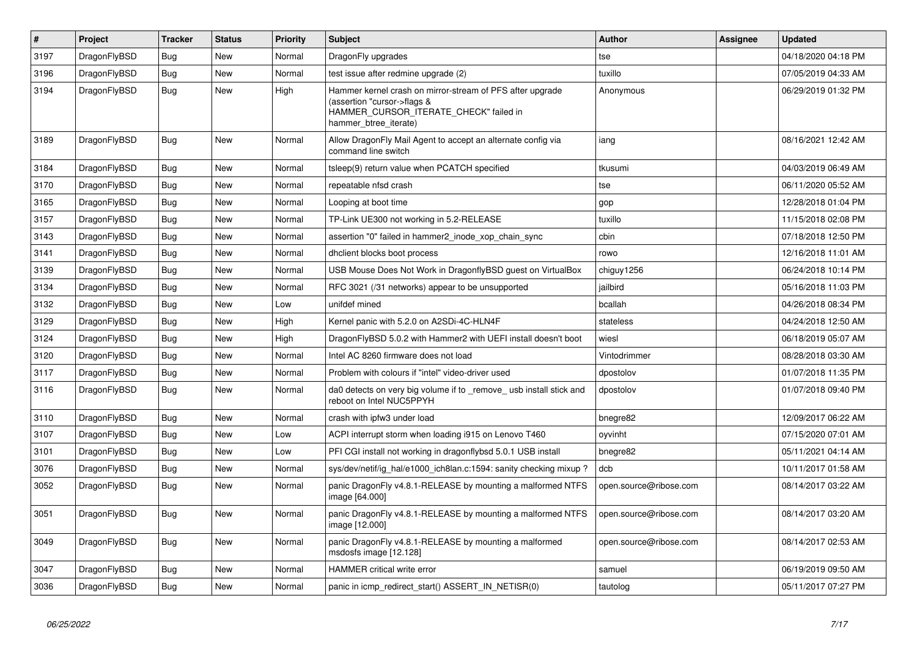| # | Project | Tracker | Status | Priority | Subject | Author | Assignee | Updated |
|---|---|---|---|---|---|---|---|---|
| 3197 | DragonFlyBSD | Bug | New | Normal | DragonFly upgrades | tse | | 04/18/2020 04:18 PM |
| 3196 | DragonFlyBSD | Bug | New | Normal | test issue after redmine upgrade (2) | tuxillo | | 07/05/2019 04:33 AM |
| 3194 | DragonFlyBSD | Bug | New | High | Hammer kernel crash on mirror-stream of PFS after upgrade (assertion "cursor->flags & HAMMER_CURSOR_ITERATE_CHECK" failed in hammer_btree_iterate) | Anonymous | | 06/29/2019 01:32 PM |
| 3189 | DragonFlyBSD | Bug | New | Normal | Allow DragonFly Mail Agent to accept an alternate config via command line switch | iang | | 08/16/2021 12:42 AM |
| 3184 | DragonFlyBSD | Bug | New | Normal | tsleep(9) return value when PCATCH specified | tkusumi | | 04/03/2019 06:49 AM |
| 3170 | DragonFlyBSD | Bug | New | Normal | repeatable nfsd crash | tse | | 06/11/2020 05:52 AM |
| 3165 | DragonFlyBSD | Bug | New | Normal | Looping at boot time | gop | | 12/28/2018 01:04 PM |
| 3157 | DragonFlyBSD | Bug | New | Normal | TP-Link UE300 not working in 5.2-RELEASE | tuxillo | | 11/15/2018 02:08 PM |
| 3143 | DragonFlyBSD | Bug | New | Normal | assertion "0" failed in hammer2_inode_xop_chain_sync | cbin | | 07/18/2018 12:50 PM |
| 3141 | DragonFlyBSD | Bug | New | Normal | dhclient blocks boot process | rowo | | 12/16/2018 11:01 AM |
| 3139 | DragonFlyBSD | Bug | New | Normal | USB Mouse Does Not Work in DragonflyBSD guest on VirtualBox | chiguy1256 | | 06/24/2018 10:14 PM |
| 3134 | DragonFlyBSD | Bug | New | Normal | RFC 3021 (/31 networks) appear to be unsupported | jailbird | | 05/16/2018 11:03 PM |
| 3132 | DragonFlyBSD | Bug | New | Low | unifdef mined | bcallah | | 04/26/2018 08:34 PM |
| 3129 | DragonFlyBSD | Bug | New | High | Kernel panic with 5.2.0 on A2SDi-4C-HLN4F | stateless | | 04/24/2018 12:50 AM |
| 3124 | DragonFlyBSD | Bug | New | High | DragonFlyBSD 5.0.2 with Hammer2 with UEFI install doesn't boot | wiesl | | 06/18/2019 05:07 AM |
| 3120 | DragonFlyBSD | Bug | New | Normal | Intel AC 8260 firmware does not load | Vintodrimmer | | 08/28/2018 03:30 AM |
| 3117 | DragonFlyBSD | Bug | New | Normal | Problem with colours if "intel" video-driver used | dpostolov | | 01/07/2018 11:35 PM |
| 3116 | DragonFlyBSD | Bug | New | Normal | da0 detects on very big volume if to _remove_ usb install stick and reboot on Intel NUC5PPYH | dpostolov | | 01/07/2018 09:40 PM |
| 3110 | DragonFlyBSD | Bug | New | Normal | crash with ipfw3 under load | bnegre82 | | 12/09/2017 06:22 AM |
| 3107 | DragonFlyBSD | Bug | New | Low | ACPI interrupt storm when loading i915 on Lenovo T460 | oyvinht | | 07/15/2020 07:01 AM |
| 3101 | DragonFlyBSD | Bug | New | Low | PFI CGI install not working in dragonflybsd 5.0.1 USB install | bnegre82 | | 05/11/2021 04:14 AM |
| 3076 | DragonFlyBSD | Bug | New | Normal | sys/dev/netif/ig_hal/e1000_ich8lan.c:1594: sanity checking mixup ? | dcb | | 10/11/2017 01:58 AM |
| 3052 | DragonFlyBSD | Bug | New | Normal | panic DragonFly v4.8.1-RELEASE by mounting a malformed NTFS image [64.000] | open.source@ribose.com | | 08/14/2017 03:22 AM |
| 3051 | DragonFlyBSD | Bug | New | Normal | panic DragonFly v4.8.1-RELEASE by mounting a malformed NTFS image [12.000] | open.source@ribose.com | | 08/14/2017 03:20 AM |
| 3049 | DragonFlyBSD | Bug | New | Normal | panic DragonFly v4.8.1-RELEASE by mounting a malformed msdosfs image [12.128] | open.source@ribose.com | | 08/14/2017 02:53 AM |
| 3047 | DragonFlyBSD | Bug | New | Normal | HAMMER critical write error | samuel | | 06/19/2019 09:50 AM |
| 3036 | DragonFlyBSD | Bug | New | Normal | panic in icmp_redirect_start() ASSERT_IN_NETISR(0) | tautolog | | 05/11/2017 07:27 PM |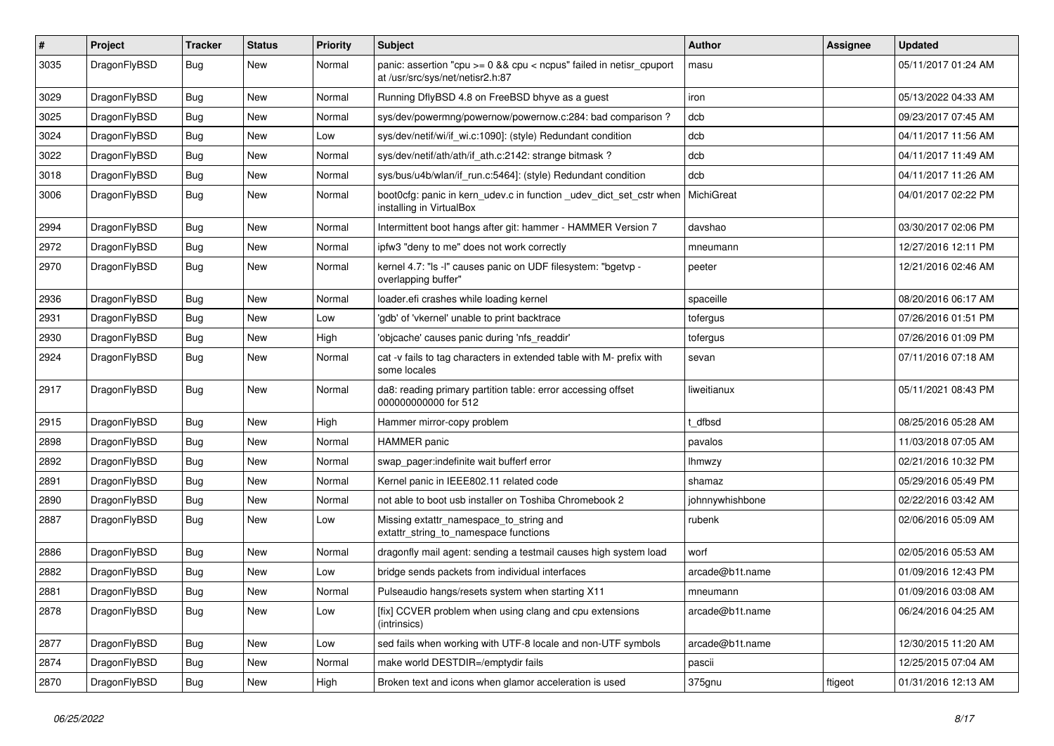| # | Project | Tracker | Status | Priority | Subject | Author | Assignee | Updated |
|---|---|---|---|---|---|---|---|---|
| 3035 | DragonFlyBSD | Bug | New | Normal | panic: assertion "cpu >= 0 && cpu < ncpus" failed in netisr_cpuport at /usr/src/sys/net/netisr2.h:87 | masu | | 05/11/2017 01:24 AM |
| 3029 | DragonFlyBSD | Bug | New | Normal | Running DflyBSD 4.8 on FreeBSD bhyve as a guest | iron | | 05/13/2022 04:33 AM |
| 3025 | DragonFlyBSD | Bug | New | Normal | sys/dev/powermng/powernow/powernow.c:284: bad comparison ? | dcb | | 09/23/2017 07:45 AM |
| 3024 | DragonFlyBSD | Bug | New | Low | sys/dev/netif/wi/if_wi.c:1090]: (style) Redundant condition | dcb | | 04/11/2017 11:56 AM |
| 3022 | DragonFlyBSD | Bug | New | Normal | sys/dev/netif/ath/ath/if_ath.c:2142: strange bitmask ? | dcb | | 04/11/2017 11:49 AM |
| 3018 | DragonFlyBSD | Bug | New | Normal | sys/bus/u4b/wlan/if_run.c:5464]: (style) Redundant condition | dcb | | 04/11/2017 11:26 AM |
| 3006 | DragonFlyBSD | Bug | New | Normal | boot0cfg: panic in kern_udev.c in function _udev_dict_set_cstr when installing in VirtualBox | MichiGreat | | 04/01/2017 02:22 PM |
| 2994 | DragonFlyBSD | Bug | New | Normal | Intermittent boot hangs after git: hammer - HAMMER Version 7 | davshao | | 03/30/2017 02:06 PM |
| 2972 | DragonFlyBSD | Bug | New | Normal | ipfw3 "deny to me" does not work correctly | mneumann | | 12/27/2016 12:11 PM |
| 2970 | DragonFlyBSD | Bug | New | Normal | kernel 4.7: "ls -l" causes panic on UDF filesystem: "bgetvp - overlapping buffer" | peeter | | 12/21/2016 02:46 AM |
| 2936 | DragonFlyBSD | Bug | New | Normal | loader.efi crashes while loading kernel | spaceille | | 08/20/2016 06:17 AM |
| 2931 | DragonFlyBSD | Bug | New | Low | 'gdb' of 'vkernel' unable to print backtrace | tofergus | | 07/26/2016 01:51 PM |
| 2930 | DragonFlyBSD | Bug | New | High | 'objcache' causes panic during 'nfs_readdir' | tofergus | | 07/26/2016 01:09 PM |
| 2924 | DragonFlyBSD | Bug | New | Normal | cat -v fails to tag characters in extended table with M- prefix with some locales | sevan | | 07/11/2016 07:18 AM |
| 2917 | DragonFlyBSD | Bug | New | Normal | da8: reading primary partition table: error accessing offset 000000000000 for 512 | liweitianux | | 05/11/2021 08:43 PM |
| 2915 | DragonFlyBSD | Bug | New | High | Hammer mirror-copy problem | t_dfbsd | | 08/25/2016 05:28 AM |
| 2898 | DragonFlyBSD | Bug | New | Normal | HAMMER panic | pavalos | | 11/03/2018 07:05 AM |
| 2892 | DragonFlyBSD | Bug | New | Normal | swap_pager:indefinite wait bufferf error | lhmwzy | | 02/21/2016 10:32 PM |
| 2891 | DragonFlyBSD | Bug | New | Normal | Kernel panic in IEEE802.11 related code | shamaz | | 05/29/2016 05:49 PM |
| 2890 | DragonFlyBSD | Bug | New | Normal | not able to boot usb installer on Toshiba Chromebook 2 | johnnywhishbone | | 02/22/2016 03:42 AM |
| 2887 | DragonFlyBSD | Bug | New | Low | Missing extattr_namespace_to_string and extattr_string_to_namespace functions | rubenk | | 02/06/2016 05:09 AM |
| 2886 | DragonFlyBSD | Bug | New | Normal | dragonfly mail agent: sending a testmail causes high system load | worf | | 02/05/2016 05:53 AM |
| 2882 | DragonFlyBSD | Bug | New | Low | bridge sends packets from individual interfaces | arcade@b1t.name | | 01/09/2016 12:43 PM |
| 2881 | DragonFlyBSD | Bug | New | Normal | Pulseaudio hangs/resets system when starting X11 | mneumann | | 01/09/2016 03:08 AM |
| 2878 | DragonFlyBSD | Bug | New | Low | [fix] CCVER problem when using clang and cpu extensions (intrinsics) | arcade@b1t.name | | 06/24/2016 04:25 AM |
| 2877 | DragonFlyBSD | Bug | New | Low | sed fails when working with UTF-8 locale and non-UTF symbols | arcade@b1t.name | | 12/30/2015 11:20 AM |
| 2874 | DragonFlyBSD | Bug | New | Normal | make world DESTDIR=/emptydir fails | pascii | | 12/25/2015 07:04 AM |
| 2870 | DragonFlyBSD | Bug | New | High | Broken text and icons when glamor acceleration is used | 375gnu | ftigeot | 01/31/2016 12:13 AM |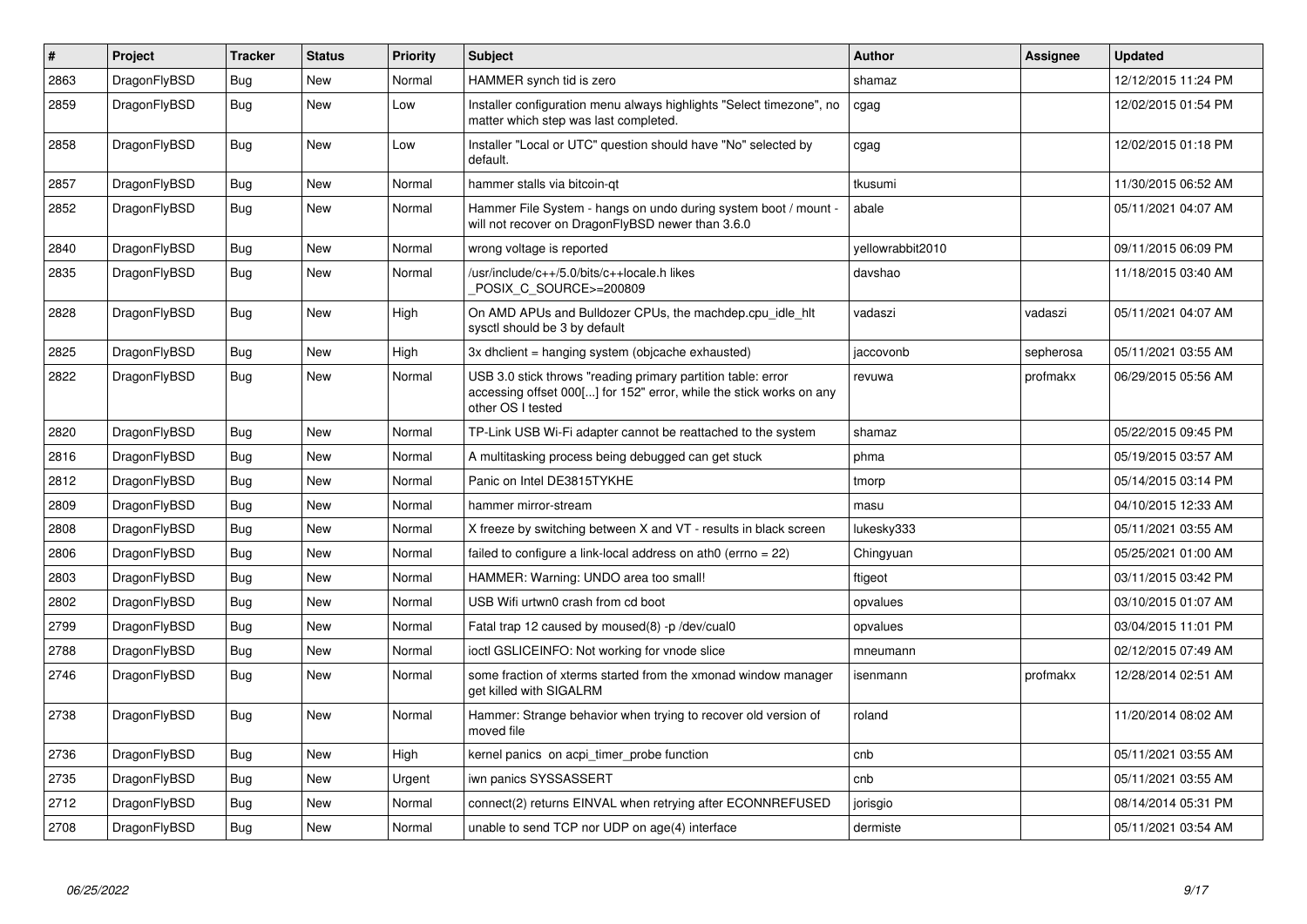| # | Project | Tracker | Status | Priority | Subject | Author | Assignee | Updated |
|---|---|---|---|---|---|---|---|---|
| 2863 | DragonFlyBSD | Bug | New | Normal | HAMMER synch tid is zero | shamaz | | 12/12/2015 11:24 PM |
| 2859 | DragonFlyBSD | Bug | New | Low | Installer configuration menu always highlights "Select timezone", no matter which step was last completed. | cgag | | 12/02/2015 01:54 PM |
| 2858 | DragonFlyBSD | Bug | New | Low | Installer "Local or UTC" question should have "No" selected by default. | cgag | | 12/02/2015 01:18 PM |
| 2857 | DragonFlyBSD | Bug | New | Normal | hammer stalls via bitcoin-qt | tkusumi | | 11/30/2015 06:52 AM |
| 2852 | DragonFlyBSD | Bug | New | Normal | Hammer File System - hangs on undo during system boot / mount - will not recover on DragonFlyBSD newer than 3.6.0 | abale | | 05/11/2021 04:07 AM |
| 2840 | DragonFlyBSD | Bug | New | Normal | wrong voltage is reported | yellowrabbit2010 | | 09/11/2015 06:09 PM |
| 2835 | DragonFlyBSD | Bug | New | Normal | /usr/include/c++/5.0/bits/c++locale.h likes _POSIX_C_SOURCE>=200809 | davshao | | 11/18/2015 03:40 AM |
| 2828 | DragonFlyBSD | Bug | New | High | On AMD APUs and Bulldozer CPUs, the machdep.cpu_idle_hlt sysctl should be 3 by default | vadaszi | vadaszi | 05/11/2021 04:07 AM |
| 2825 | DragonFlyBSD | Bug | New | High | 3x dhclient = hanging system (objcache exhausted) | jaccovonb | sepherosa | 05/11/2021 03:55 AM |
| 2822 | DragonFlyBSD | Bug | New | Normal | USB 3.0 stick throws "reading primary partition table: error accessing offset 000[...] for 152" error, while the stick works on any other OS I tested | revuwa | profmakx | 06/29/2015 05:56 AM |
| 2820 | DragonFlyBSD | Bug | New | Normal | TP-Link USB Wi-Fi adapter cannot be reattached to the system | shamaz | | 05/22/2015 09:45 PM |
| 2816 | DragonFlyBSD | Bug | New | Normal | A multitasking process being debugged can get stuck | phma | | 05/19/2015 03:57 AM |
| 2812 | DragonFlyBSD | Bug | New | Normal | Panic on Intel DE3815TYKHE | tmorp | | 05/14/2015 03:14 PM |
| 2809 | DragonFlyBSD | Bug | New | Normal | hammer mirror-stream | masu | | 04/10/2015 12:33 AM |
| 2808 | DragonFlyBSD | Bug | New | Normal | X freeze by switching between X and VT - results in black screen | lukesky333 | | 05/11/2021 03:55 AM |
| 2806 | DragonFlyBSD | Bug | New | Normal | failed to configure a link-local address on ath0 (errno = 22) | Chingyuan | | 05/25/2021 01:00 AM |
| 2803 | DragonFlyBSD | Bug | New | Normal | HAMMER: Warning: UNDO area too small! | ftigeot | | 03/11/2015 03:42 PM |
| 2802 | DragonFlyBSD | Bug | New | Normal | USB Wifi urtwn0 crash from cd boot | opvalues | | 03/10/2015 01:07 AM |
| 2799 | DragonFlyBSD | Bug | New | Normal | Fatal trap 12 caused by moused(8) -p /dev/cual0 | opvalues | | 03/04/2015 11:01 PM |
| 2788 | DragonFlyBSD | Bug | New | Normal | ioctl GSLICEINFO: Not working for vnode slice | mneumann | | 02/12/2015 07:49 AM |
| 2746 | DragonFlyBSD | Bug | New | Normal | some fraction of xterms started from the xmonad window manager get killed with SIGALRM | isenmann | profmakx | 12/28/2014 02:51 AM |
| 2738 | DragonFlyBSD | Bug | New | Normal | Hammer: Strange behavior when trying to recover old version of moved file | roland | | 11/20/2014 08:02 AM |
| 2736 | DragonFlyBSD | Bug | New | High | kernel panics on acpi_timer_probe function | cnb | | 05/11/2021 03:55 AM |
| 2735 | DragonFlyBSD | Bug | New | Urgent | iwn panics SYSSASSERT | cnb | | 05/11/2021 03:55 AM |
| 2712 | DragonFlyBSD | Bug | New | Normal | connect(2) returns EINVAL when retrying after ECONNREFUSED | jorisgio | | 08/14/2014 05:31 PM |
| 2708 | DragonFlyBSD | Bug | New | Normal | unable to send TCP nor UDP on age(4) interface | dermiste | | 05/11/2021 03:54 AM |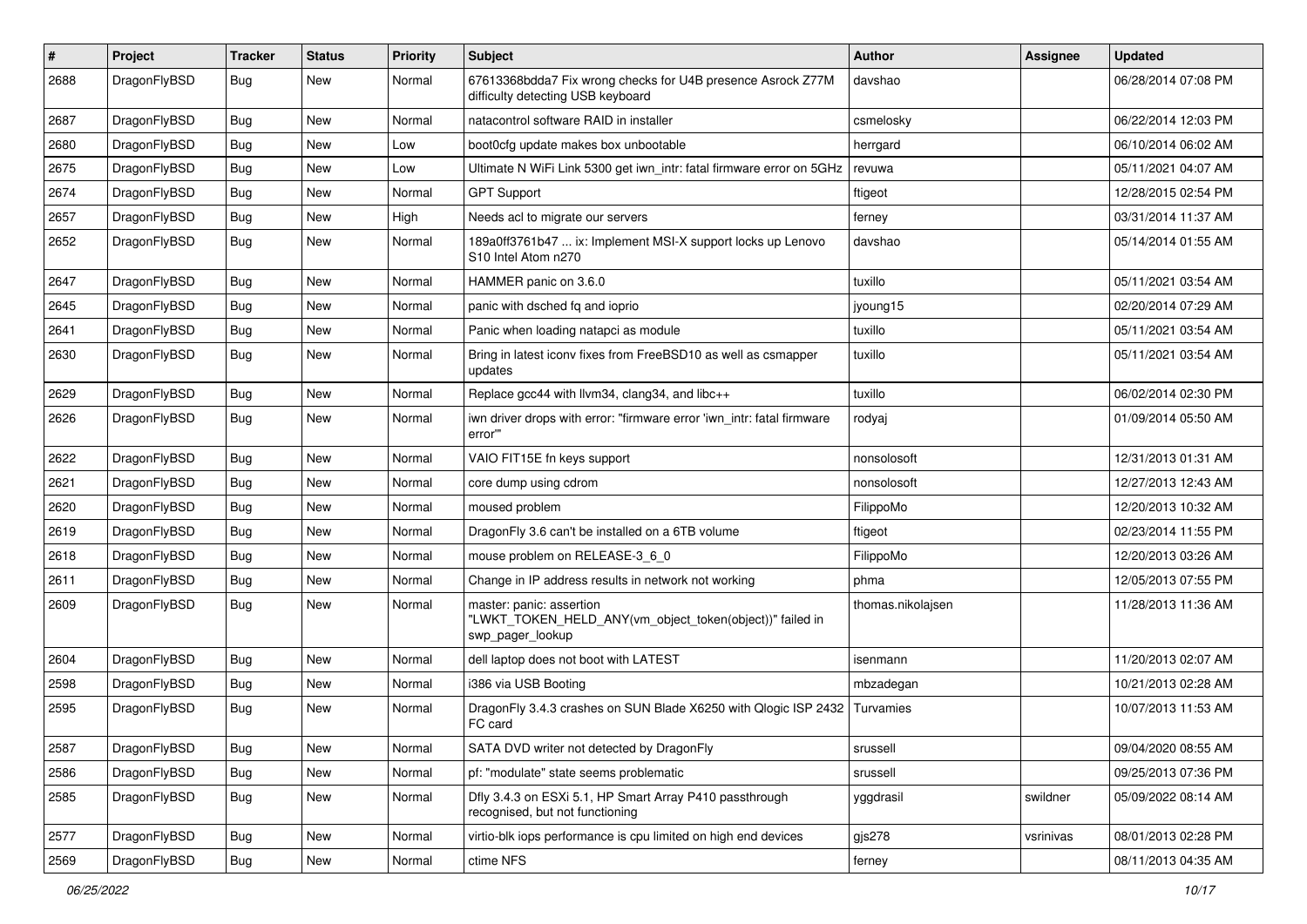| # | Project | Tracker | Status | Priority | Subject | Author | Assignee | Updated |
|---|---|---|---|---|---|---|---|---|
| 2688 | DragonFlyBSD | Bug | New | Normal | 67613368bdda7 Fix wrong checks for U4B presence Asrock Z77M difficulty detecting USB keyboard | davshao | | 06/28/2014 07:08 PM |
| 2687 | DragonFlyBSD | Bug | New | Normal | natacontrol software RAID in installer | csmelosky | | 06/22/2014 12:03 PM |
| 2680 | DragonFlyBSD | Bug | New | Low | boot0cfg update makes box unbootable | herrgard | | 06/10/2014 06:02 AM |
| 2675 | DragonFlyBSD | Bug | New | Low | Ultimate N WiFi Link 5300 get iwn_intr: fatal firmware error on 5GHz | revuwa | | 05/11/2021 04:07 AM |
| 2674 | DragonFlyBSD | Bug | New | Normal | GPT Support | ftigeot | | 12/28/2015 02:54 PM |
| 2657 | DragonFlyBSD | Bug | New | High | Needs acl to migrate our servers | ferney | | 03/31/2014 11:37 AM |
| 2652 | DragonFlyBSD | Bug | New | Normal | 189a0ff3761b47 ... ix: Implement MSI-X support locks up Lenovo S10 Intel Atom n270 | davshao | | 05/14/2014 01:55 AM |
| 2647 | DragonFlyBSD | Bug | New | Normal | HAMMER panic on 3.6.0 | tuxillo | | 05/11/2021 03:54 AM |
| 2645 | DragonFlyBSD | Bug | New | Normal | panic with dsched fq and ioprio | jyoung15 | | 02/20/2014 07:29 AM |
| 2641 | DragonFlyBSD | Bug | New | Normal | Panic when loading natapci as module | tuxillo | | 05/11/2021 03:54 AM |
| 2630 | DragonFlyBSD | Bug | New | Normal | Bring in latest iconv fixes from FreeBSD10 as well as csmapper updates | tuxillo | | 05/11/2021 03:54 AM |
| 2629 | DragonFlyBSD | Bug | New | Normal | Replace gcc44 with llvm34, clang34, and libc++ | tuxillo | | 06/02/2014 02:30 PM |
| 2626 | DragonFlyBSD | Bug | New | Normal | iwn driver drops with error: "firmware error 'iwn_intr: fatal firmware error'" | rodyaj | | 01/09/2014 05:50 AM |
| 2622 | DragonFlyBSD | Bug | New | Normal | VAIO FIT15E fn keys support | nonsolosoft | | 12/31/2013 01:31 AM |
| 2621 | DragonFlyBSD | Bug | New | Normal | core dump using cdrom | nonsolosoft | | 12/27/2013 12:43 AM |
| 2620 | DragonFlyBSD | Bug | New | Normal | moused problem | FilippoMo | | 12/20/2013 10:32 AM |
| 2619 | DragonFlyBSD | Bug | New | Normal | DragonFly 3.6 can't be installed on a 6TB volume | ftigeot | | 02/23/2014 11:55 PM |
| 2618 | DragonFlyBSD | Bug | New | Normal | mouse problem on RELEASE-3_6_0 | FilippoMo | | 12/20/2013 03:26 AM |
| 2611 | DragonFlyBSD | Bug | New | Normal | Change in IP address results in network not working | phma | | 12/05/2013 07:55 PM |
| 2609 | DragonFlyBSD | Bug | New | Normal | master: panic: assertion "LWKT_TOKEN_HELD_ANY(vm_object_token(object))" failed in swp_pager_lookup | thomas.nikolajsen | | 11/28/2013 11:36 AM |
| 2604 | DragonFlyBSD | Bug | New | Normal | dell laptop does not boot with LATEST | isenmann | | 11/20/2013 02:07 AM |
| 2598 | DragonFlyBSD | Bug | New | Normal | i386 via USB Booting | mbzadegan | | 10/21/2013 02:28 AM |
| 2595 | DragonFlyBSD | Bug | New | Normal | DragonFly 3.4.3 crashes on SUN Blade X6250 with Qlogic ISP 2432 FC card | Turvamies | | 10/07/2013 11:53 AM |
| 2587 | DragonFlyBSD | Bug | New | Normal | SATA DVD writer not detected by DragonFly | srussell | | 09/04/2020 08:55 AM |
| 2586 | DragonFlyBSD | Bug | New | Normal | pf: "modulate" state seems problematic | srussell | | 09/25/2013 07:36 PM |
| 2585 | DragonFlyBSD | Bug | New | Normal | Dfly 3.4.3 on ESXi 5.1, HP Smart Array P410 passthrough recognised, but not functioning | yggdrasil | swildner | 05/09/2022 08:14 AM |
| 2577 | DragonFlyBSD | Bug | New | Normal | virtio-blk iops performance is cpu limited on high end devices | gjs278 | vsrinivas | 08/01/2013 02:28 PM |
| 2569 | DragonFlyBSD | Bug | New | Normal | ctime NFS | ferney | | 08/11/2013 04:35 AM |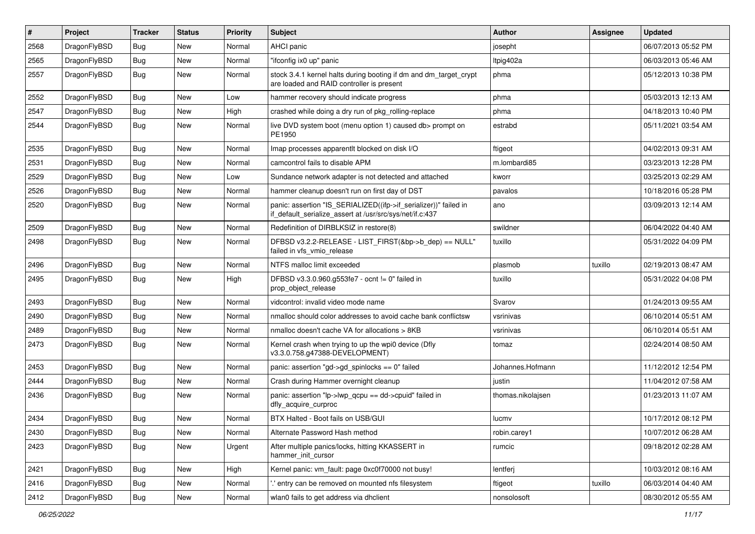| # | Project | Tracker | Status | Priority | Subject | Author | Assignee | Updated |
|---|---|---|---|---|---|---|---|---|
| 2568 | DragonFlyBSD | Bug | New | Normal | AHCI panic | josepht | | 06/07/2013 05:52 PM |
| 2565 | DragonFlyBSD | Bug | New | Normal | "ifconfig ix0 up" panic | ltpig402a | | 06/03/2013 05:46 AM |
| 2557 | DragonFlyBSD | Bug | New | Normal | stock 3.4.1 kernel halts during booting if dm and dm_target_crypt are loaded and RAID controller is present | phma | | 05/12/2013 10:38 PM |
| 2552 | DragonFlyBSD | Bug | New | Low | hammer recovery should indicate progress | phma | | 05/03/2013 12:13 AM |
| 2547 | DragonFlyBSD | Bug | New | High | crashed while doing a dry run of pkg_rolling-replace | phma | | 04/18/2013 10:40 PM |
| 2544 | DragonFlyBSD | Bug | New | Normal | live DVD system boot (menu option 1) caused db> prompt on PE1950 | estrabd | | 05/11/2021 03:54 AM |
| 2535 | DragonFlyBSD | Bug | New | Normal | Imap processes apparentlt blocked on disk I/O | ftigeot | | 04/02/2013 09:31 AM |
| 2531 | DragonFlyBSD | Bug | New | Normal | camcontrol fails to disable APM | m.lombardi85 | | 03/23/2013 12:28 PM |
| 2529 | DragonFlyBSD | Bug | New | Low | Sundance network adapter is not detected and attached | kworr | | 03/25/2013 02:29 AM |
| 2526 | DragonFlyBSD | Bug | New | Normal | hammer cleanup doesn't run on first day of DST | pavalos | | 10/18/2016 05:28 PM |
| 2520 | DragonFlyBSD | Bug | New | Normal | panic: assertion "IS_SERIALIZED((ifp->if_serializer))" failed in if_default_serialize_assert at /usr/src/sys/net/if.c:437 | ano | | 03/09/2013 12:14 AM |
| 2509 | DragonFlyBSD | Bug | New | Normal | Redefinition of DIRBLKSIZ in restore(8) | swildner | | 06/04/2022 04:40 AM |
| 2498 | DragonFlyBSD | Bug | New | Normal | DFBSD v3.2.2-RELEASE - LIST_FIRST(&bp->b_dep) == NULL" failed in vfs_vmio_release | tuxillo | | 05/31/2022 04:09 PM |
| 2496 | DragonFlyBSD | Bug | New | Normal | NTFS malloc limit exceeded | plasmob | tuxillo | 02/19/2013 08:47 AM |
| 2495 | DragonFlyBSD | Bug | New | High | DFBSD v3.3.0.960.g553fe7 - ocnt != 0" failed in prop_object_release | tuxillo | | 05/31/2022 04:08 PM |
| 2493 | DragonFlyBSD | Bug | New | Normal | vidcontrol: invalid video mode name | Svarov | | 01/24/2013 09:55 AM |
| 2490 | DragonFlyBSD | Bug | New | Normal | nmalloc should color addresses to avoid cache bank conflictsw | vsrinivas | | 06/10/2014 05:51 AM |
| 2489 | DragonFlyBSD | Bug | New | Normal | nmalloc doesn't cache VA for allocations > 8KB | vsrinivas | | 06/10/2014 05:51 AM |
| 2473 | DragonFlyBSD | Bug | New | Normal | Kernel crash when trying to up the wpi0 device (Dfly v3.3.0.758.g47388-DEVELOPMENT) | tomaz | | 02/24/2014 08:50 AM |
| 2453 | DragonFlyBSD | Bug | New | Normal | panic: assertion "gd->gd_spinlocks == 0" failed | Johannes.Hofmann | | 11/12/2012 12:54 PM |
| 2444 | DragonFlyBSD | Bug | New | Normal | Crash during Hammer overnight cleanup | justin | | 11/04/2012 07:58 AM |
| 2436 | DragonFlyBSD | Bug | New | Normal | panic: assertion "lp->lwp_qcpu == dd->cpuid" failed in dfly_acquire_curproc | thomas.nikolajsen | | 01/23/2013 11:07 AM |
| 2434 | DragonFlyBSD | Bug | New | Normal | BTX Halted - Boot fails on USB/GUI | lucmv | | 10/17/2012 08:12 PM |
| 2430 | DragonFlyBSD | Bug | New | Normal | Alternate Password Hash method | robin.carey1 | | 10/07/2012 06:28 AM |
| 2423 | DragonFlyBSD | Bug | New | Urgent | After multiple panics/locks, hitting KKASSERT in hammer_init_cursor | rumcic | | 09/18/2012 02:28 AM |
| 2421 | DragonFlyBSD | Bug | New | High | Kernel panic: vm_fault: page 0xc0f70000 not busy! | lentferj | | 10/03/2012 08:16 AM |
| 2416 | DragonFlyBSD | Bug | New | Normal | '.' entry can be removed on mounted nfs filesystem | ftigeot | tuxillo | 06/03/2014 04:40 AM |
| 2412 | DragonFlyBSD | Bug | New | Normal | wlan0 fails to get address via dhclient | nonsolosoft | | 08/30/2012 05:55 AM |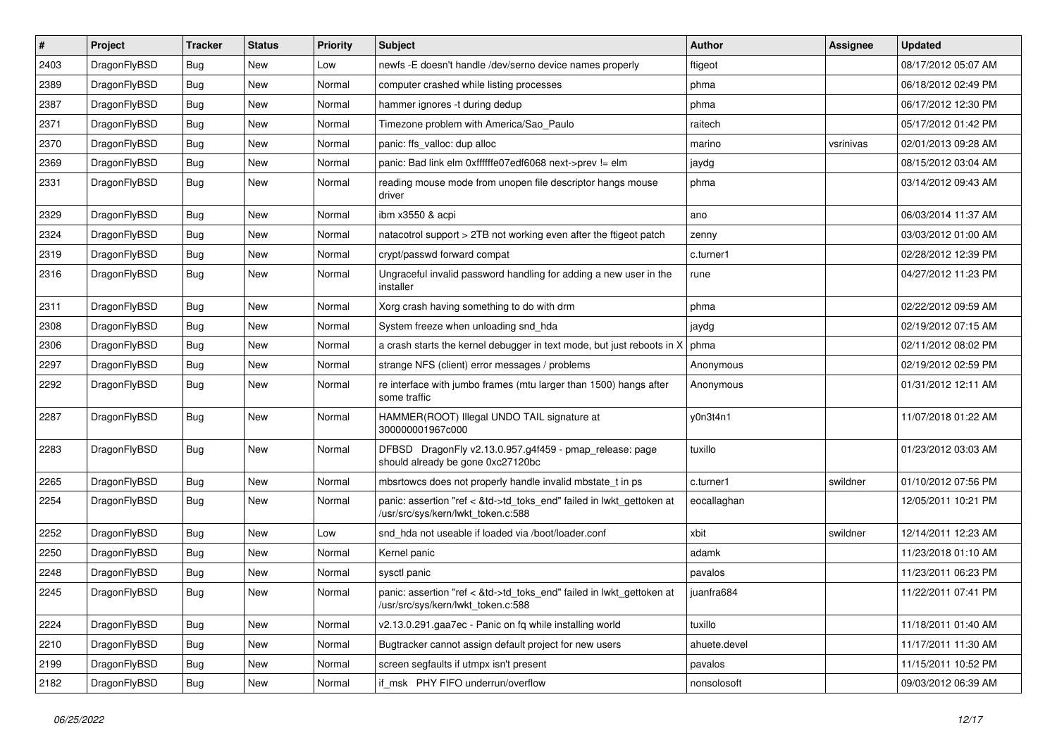| # | Project | Tracker | Status | Priority | Subject | Author | Assignee | Updated |
|---|---|---|---|---|---|---|---|---|
| 2403 | DragonFlyBSD | Bug | New | Low | newfs -E doesn't handle /dev/serno device names properly | ftigeot | | 08/17/2012 05:07 AM |
| 2389 | DragonFlyBSD | Bug | New | Normal | computer crashed while listing processes | phma | | 06/18/2012 02:49 PM |
| 2387 | DragonFlyBSD | Bug | New | Normal | hammer ignores -t during dedup | phma | | 06/17/2012 12:30 PM |
| 2371 | DragonFlyBSD | Bug | New | Normal | Timezone problem with America/Sao_Paulo | raitech | | 05/17/2012 01:42 PM |
| 2370 | DragonFlyBSD | Bug | New | Normal | panic: ffs_valloc: dup alloc | marino | vsrinivas | 02/01/2013 09:28 AM |
| 2369 | DragonFlyBSD | Bug | New | Normal | panic: Bad link elm 0xffffffe07edf6068 next->prev != elm | jaydg | | 08/15/2012 03:04 AM |
| 2331 | DragonFlyBSD | Bug | New | Normal | reading mouse mode from unopen file descriptor hangs mouse driver | phma | | 03/14/2012 09:43 AM |
| 2329 | DragonFlyBSD | Bug | New | Normal | ibm x3550 & acpi | ano | | 06/03/2014 11:37 AM |
| 2324 | DragonFlyBSD | Bug | New | Normal | natacotrol support > 2TB not working even after the ftigeot patch | zenny | | 03/03/2012 01:00 AM |
| 2319 | DragonFlyBSD | Bug | New | Normal | crypt/passwd forward compat | c.turner1 | | 02/28/2012 12:39 PM |
| 2316 | DragonFlyBSD | Bug | New | Normal | Ungraceful invalid password handling for adding a new user in the installer | rune | | 04/27/2012 11:23 PM |
| 2311 | DragonFlyBSD | Bug | New | Normal | Xorg crash having something to do with drm | phma | | 02/22/2012 09:59 AM |
| 2308 | DragonFlyBSD | Bug | New | Normal | System freeze when unloading snd_hda | jaydg | | 02/19/2012 07:15 AM |
| 2306 | DragonFlyBSD | Bug | New | Normal | a crash starts the kernel debugger in text mode, but just reboots in X | phma | | 02/11/2012 08:02 PM |
| 2297 | DragonFlyBSD | Bug | New | Normal | strange NFS (client) error messages / problems | Anonymous | | 02/19/2012 02:59 PM |
| 2292 | DragonFlyBSD | Bug | New | Normal | re interface with jumbo frames (mtu larger than 1500) hangs after some traffic | Anonymous | | 01/31/2012 12:11 AM |
| 2287 | DragonFlyBSD | Bug | New | Normal | HAMMER(ROOT) Illegal UNDO TAIL signature at 300000001967c000 | y0n3t4n1 | | 11/07/2018 01:22 AM |
| 2283 | DragonFlyBSD | Bug | New | Normal | DFBSD DragonFly v2.13.0.957.g4f459 - pmap_release: page should already be gone 0xc27120bc | tuxillo | | 01/23/2012 03:03 AM |
| 2265 | DragonFlyBSD | Bug | New | Normal | mbsrtowcs does not properly handle invalid mbstate_t in ps | c.turner1 | swildner | 01/10/2012 07:56 PM |
| 2254 | DragonFlyBSD | Bug | New | Normal | panic: assertion "ref < &td->td_toks_end" failed in lwkt_gettoken at /usr/src/sys/kern/lwkt_token.c:588 | eocallaghan | | 12/05/2011 10:21 PM |
| 2252 | DragonFlyBSD | Bug | New | Low | snd_hda not useable if loaded via /boot/loader.conf | xbit | swildner | 12/14/2011 12:23 AM |
| 2250 | DragonFlyBSD | Bug | New | Normal | Kernel panic | adamk | | 11/23/2018 01:10 AM |
| 2248 | DragonFlyBSD | Bug | New | Normal | sysctl panic | pavalos | | 11/23/2011 06:23 PM |
| 2245 | DragonFlyBSD | Bug | New | Normal | panic: assertion "ref < &td->td_toks_end" failed in lwkt_gettoken at /usr/src/sys/kern/lwkt_token.c:588 | juanfra684 | | 11/22/2011 07:41 PM |
| 2224 | DragonFlyBSD | Bug | New | Normal | v2.13.0.291.gaa7ec - Panic on fq while installing world | tuxillo | | 11/18/2011 01:40 AM |
| 2210 | DragonFlyBSD | Bug | New | Normal | Bugtracker cannot assign default project for new users | ahuete.devel | | 11/17/2011 11:30 AM |
| 2199 | DragonFlyBSD | Bug | New | Normal | screen segfaults if utmpx isn't present | pavalos | | 11/15/2011 10:52 PM |
| 2182 | DragonFlyBSD | Bug | New | Normal | if_msk PHY FIFO underrun/overflow | nonsolosoft | | 09/03/2012 06:39 AM |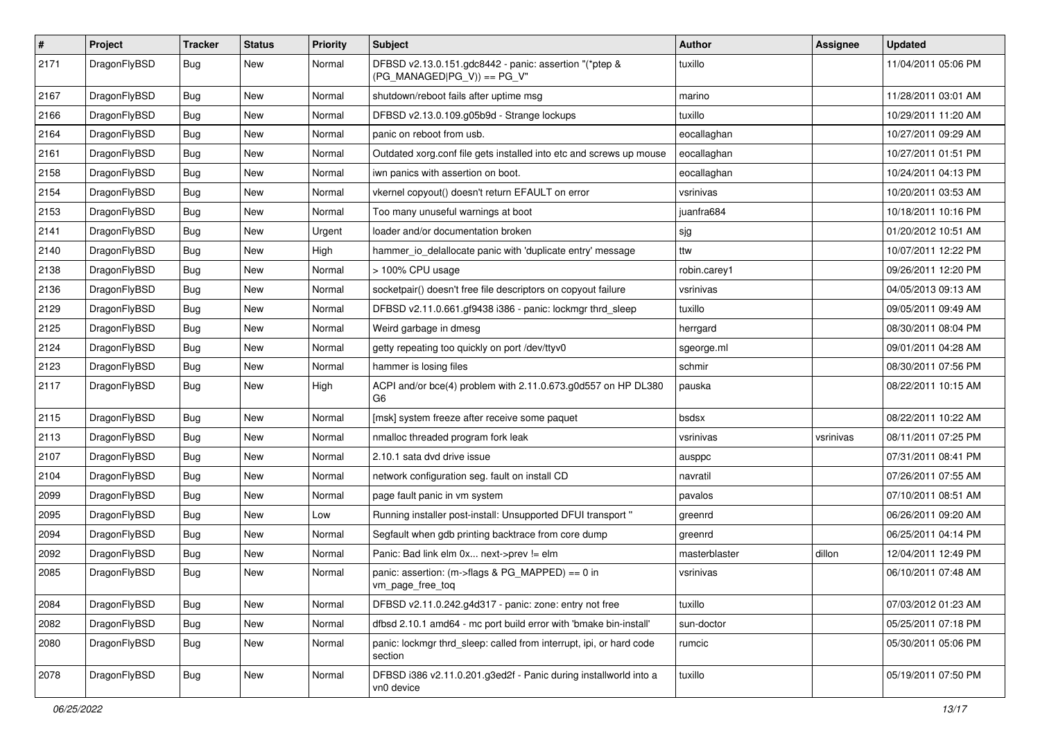| # | Project | Tracker | Status | Priority | Subject | Author | Assignee | Updated |
|---|---|---|---|---|---|---|---|---|
| 2171 | DragonFlyBSD | Bug | New | Normal | DFBSD v2.13.0.151.gdc8442 - panic: assertion "(*ptep & (PG_MANAGED\|PG_V)) == PG_V" | tuxillo | | 11/04/2011 05:06 PM |
| 2167 | DragonFlyBSD | Bug | New | Normal | shutdown/reboot fails after uptime msg | marino | | 11/28/2011 03:01 AM |
| 2166 | DragonFlyBSD | Bug | New | Normal | DFBSD v2.13.0.109.g05b9d - Strange lockups | tuxillo | | 10/29/2011 11:20 AM |
| 2164 | DragonFlyBSD | Bug | New | Normal | panic on reboot from usb. | eocallaghan | | 10/27/2011 09:29 AM |
| 2161 | DragonFlyBSD | Bug | New | Normal | Outdated xorg.conf file gets installed into etc and screws up mouse | eocallaghan | | 10/27/2011 01:51 PM |
| 2158 | DragonFlyBSD | Bug | New | Normal | iwn panics with assertion on boot. | eocallaghan | | 10/24/2011 04:13 PM |
| 2154 | DragonFlyBSD | Bug | New | Normal | vkernel copyout() doesn't return EFAULT on error | vsrinivas | | 10/20/2011 03:53 AM |
| 2153 | DragonFlyBSD | Bug | New | Normal | Too many unuseful warnings at boot | juanfra684 | | 10/18/2011 10:16 PM |
| 2141 | DragonFlyBSD | Bug | New | Urgent | loader and/or documentation broken | sjg | | 01/20/2012 10:51 AM |
| 2140 | DragonFlyBSD | Bug | New | High | hammer_io_delallocate panic with 'duplicate entry' message | ttw | | 10/07/2011 12:22 PM |
| 2138 | DragonFlyBSD | Bug | New | Normal | > 100% CPU usage | robin.carey1 | | 09/26/2011 12:20 PM |
| 2136 | DragonFlyBSD | Bug | New | Normal | socketpair() doesn't free file descriptors on copyout failure | vsrinivas | | 04/05/2013 09:13 AM |
| 2129 | DragonFlyBSD | Bug | New | Normal | DFBSD v2.11.0.661.gf9438 i386 - panic: lockmgr thrd_sleep | tuxillo | | 09/05/2011 09:49 AM |
| 2125 | DragonFlyBSD | Bug | New | Normal | Weird garbage in dmesg | herrgard | | 08/30/2011 08:04 PM |
| 2124 | DragonFlyBSD | Bug | New | Normal | getty repeating too quickly on port /dev/ttyv0 | sgeorge.ml | | 09/01/2011 04:28 AM |
| 2123 | DragonFlyBSD | Bug | New | Normal | hammer is losing files | schmir | | 08/30/2011 07:56 PM |
| 2117 | DragonFlyBSD | Bug | New | High | ACPI and/or bce(4) problem with 2.11.0.673.g0d557 on HP DL380 G6 | pauska | | 08/22/2011 10:15 AM |
| 2115 | DragonFlyBSD | Bug | New | Normal | [msk] system freeze after receive some paquet | bsdsx | | 08/22/2011 10:22 AM |
| 2113 | DragonFlyBSD | Bug | New | Normal | nmalloc threaded program fork leak | vsrinivas | vsrinivas | 08/11/2011 07:25 PM |
| 2107 | DragonFlyBSD | Bug | New | Normal | 2.10.1 sata dvd drive issue | ausppc | | 07/31/2011 08:41 PM |
| 2104 | DragonFlyBSD | Bug | New | Normal | network configuration seg. fault on install CD | navratil | | 07/26/2011 07:55 AM |
| 2099 | DragonFlyBSD | Bug | New | Normal | page fault panic in vm system | pavalos | | 07/10/2011 08:51 AM |
| 2095 | DragonFlyBSD | Bug | New | Low | Running installer post-install: Unsupported DFUI transport " | greenrd | | 06/26/2011 09:20 AM |
| 2094 | DragonFlyBSD | Bug | New | Normal | Segfault when gdb printing backtrace from core dump | greenrd | | 06/25/2011 04:14 PM |
| 2092 | DragonFlyBSD | Bug | New | Normal | Panic: Bad link elm 0x... next->prev != elm | masterblaster | dillon | 12/04/2011 12:49 PM |
| 2085 | DragonFlyBSD | Bug | New | Normal | panic: assertion: (m->flags & PG_MAPPED) == 0 in vm_page_free_toq | vsrinivas | | 06/10/2011 07:48 AM |
| 2084 | DragonFlyBSD | Bug | New | Normal | DFBSD v2.11.0.242.g4d317 - panic: zone: entry not free | tuxillo | | 07/03/2012 01:23 AM |
| 2082 | DragonFlyBSD | Bug | New | Normal | dfbsd 2.10.1 amd64 - mc port build error with 'bmake bin-install' | sun-doctor | | 05/25/2011 07:18 PM |
| 2080 | DragonFlyBSD | Bug | New | Normal | panic: lockmgr thrd_sleep: called from interrupt, ipi, or hard code section | rumcic | | 05/30/2011 05:06 PM |
| 2078 | DragonFlyBSD | Bug | New | Normal | DFBSD i386 v2.11.0.201.g3ed2f - Panic during installworld into a vn0 device | tuxillo | | 05/19/2011 07:50 PM |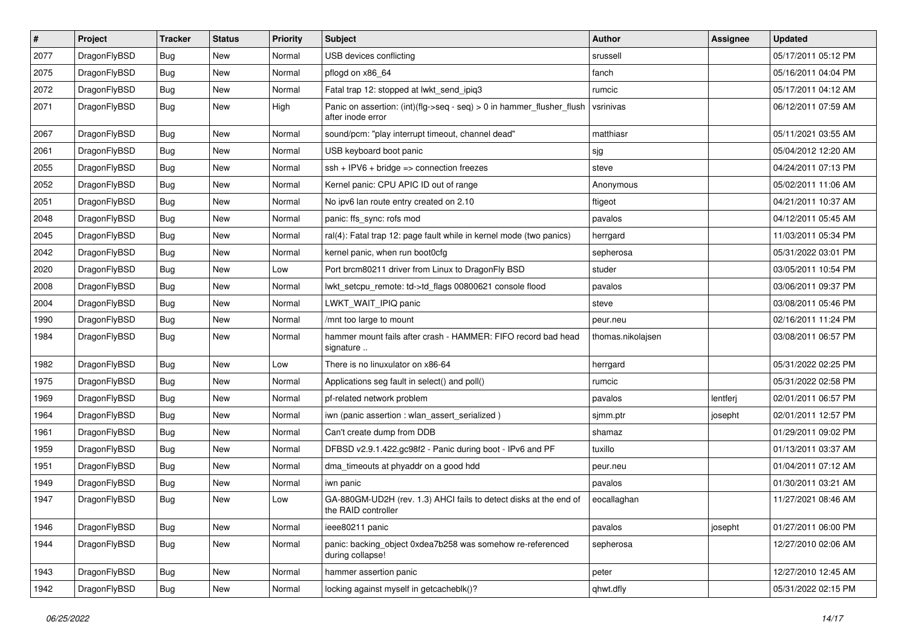| # | Project | Tracker | Status | Priority | Subject | Author | Assignee | Updated |
|---|---|---|---|---|---|---|---|---|
| 2077 | DragonFlyBSD | Bug | New | Normal | USB devices conflicting | srussell | | 05/17/2011 05:12 PM |
| 2075 | DragonFlyBSD | Bug | New | Normal | pflogd on x86_64 | fanch | | 05/16/2011 04:04 PM |
| 2072 | DragonFlyBSD | Bug | New | Normal | Fatal trap 12: stopped at lwkt_send_ipiq3 | rumcic | | 05/17/2011 04:12 AM |
| 2071 | DragonFlyBSD | Bug | New | High | Panic on assertion: (int)(flg->seq - seq) > 0 in hammer_flusher_flush after inode error | vsrinivas | | 06/12/2011 07:59 AM |
| 2067 | DragonFlyBSD | Bug | New | Normal | sound/pcm: "play interrupt timeout, channel dead" | matthiasr | | 05/11/2021 03:55 AM |
| 2061 | DragonFlyBSD | Bug | New | Normal | USB keyboard boot panic | sjg | | 05/04/2012 12:20 AM |
| 2055 | DragonFlyBSD | Bug | New | Normal | ssh + IPV6 + bridge => connection freezes | steve | | 04/24/2011 07:13 PM |
| 2052 | DragonFlyBSD | Bug | New | Normal | Kernel panic: CPU APIC ID out of range | Anonymous | | 05/02/2011 11:06 AM |
| 2051 | DragonFlyBSD | Bug | New | Normal | No ipv6 lan route entry created on 2.10 | ftigeot | | 04/21/2011 10:37 AM |
| 2048 | DragonFlyBSD | Bug | New | Normal | panic: ffs_sync: rofs mod | pavalos | | 04/12/2011 05:45 AM |
| 2045 | DragonFlyBSD | Bug | New | Normal | ral(4): Fatal trap 12: page fault while in kernel mode (two panics) | herrgard | | 11/03/2011 05:34 PM |
| 2042 | DragonFlyBSD | Bug | New | Normal | kernel panic, when run boot0cfg | sepherosa | | 05/31/2022 03:01 PM |
| 2020 | DragonFlyBSD | Bug | New | Low | Port brcm80211 driver from Linux to DragonFly BSD | studer | | 03/05/2011 10:54 PM |
| 2008 | DragonFlyBSD | Bug | New | Normal | lwkt_setcpu_remote: td->td_flags 00800621 console flood | pavalos | | 03/06/2011 09:37 PM |
| 2004 | DragonFlyBSD | Bug | New | Normal | LWKT_WAIT_IPIQ panic | steve | | 03/08/2011 05:46 PM |
| 1990 | DragonFlyBSD | Bug | New | Normal | /mnt too large to mount | peur.neu | | 02/16/2011 11:24 PM |
| 1984 | DragonFlyBSD | Bug | New | Normal | hammer mount fails after crash - HAMMER: FIFO record bad head signature .. | thomas.nikolajsen | | 03/08/2011 06:57 PM |
| 1982 | DragonFlyBSD | Bug | New | Low | There is no linuxulator on x86-64 | herrgard | | 05/31/2022 02:25 PM |
| 1975 | DragonFlyBSD | Bug | New | Normal | Applications seg fault in select() and poll() | rumcic | | 05/31/2022 02:58 PM |
| 1969 | DragonFlyBSD | Bug | New | Normal | pf-related network problem | pavalos | lentferj | 02/01/2011 06:57 PM |
| 1964 | DragonFlyBSD | Bug | New | Normal | iwn (panic assertion : wlan_assert_serialized ) | sjmm.ptr | josepht | 02/01/2011 12:57 PM |
| 1961 | DragonFlyBSD | Bug | New | Normal | Can't create dump from DDB | shamaz | | 01/29/2011 09:02 PM |
| 1959 | DragonFlyBSD | Bug | New | Normal | DFBSD v2.9.1.422.gc98f2 - Panic during boot - IPv6 and PF | tuxillo | | 01/13/2011 03:37 AM |
| 1951 | DragonFlyBSD | Bug | New | Normal | dma_timeouts at phyaddr on a good hdd | peur.neu | | 01/04/2011 07:12 AM |
| 1949 | DragonFlyBSD | Bug | New | Normal | iwn panic | pavalos | | 01/30/2011 03:21 AM |
| 1947 | DragonFlyBSD | Bug | New | Low | GA-880GM-UD2H (rev. 1.3) AHCI fails to detect disks at the end of the RAID controller | eocallaghan | | 11/27/2021 08:46 AM |
| 1946 | DragonFlyBSD | Bug | New | Normal | ieee80211 panic | pavalos | josepht | 01/27/2011 06:00 PM |
| 1944 | DragonFlyBSD | Bug | New | Normal | panic: backing_object 0xdea7b258 was somehow re-referenced during collapse! | sepherosa | | 12/27/2010 02:06 AM |
| 1943 | DragonFlyBSD | Bug | New | Normal | hammer assertion panic | peter | | 12/27/2010 12:45 AM |
| 1942 | DragonFlyBSD | Bug | New | Normal | locking against myself in getcacheblk()? | qhwt.dfly | | 05/31/2022 02:15 PM |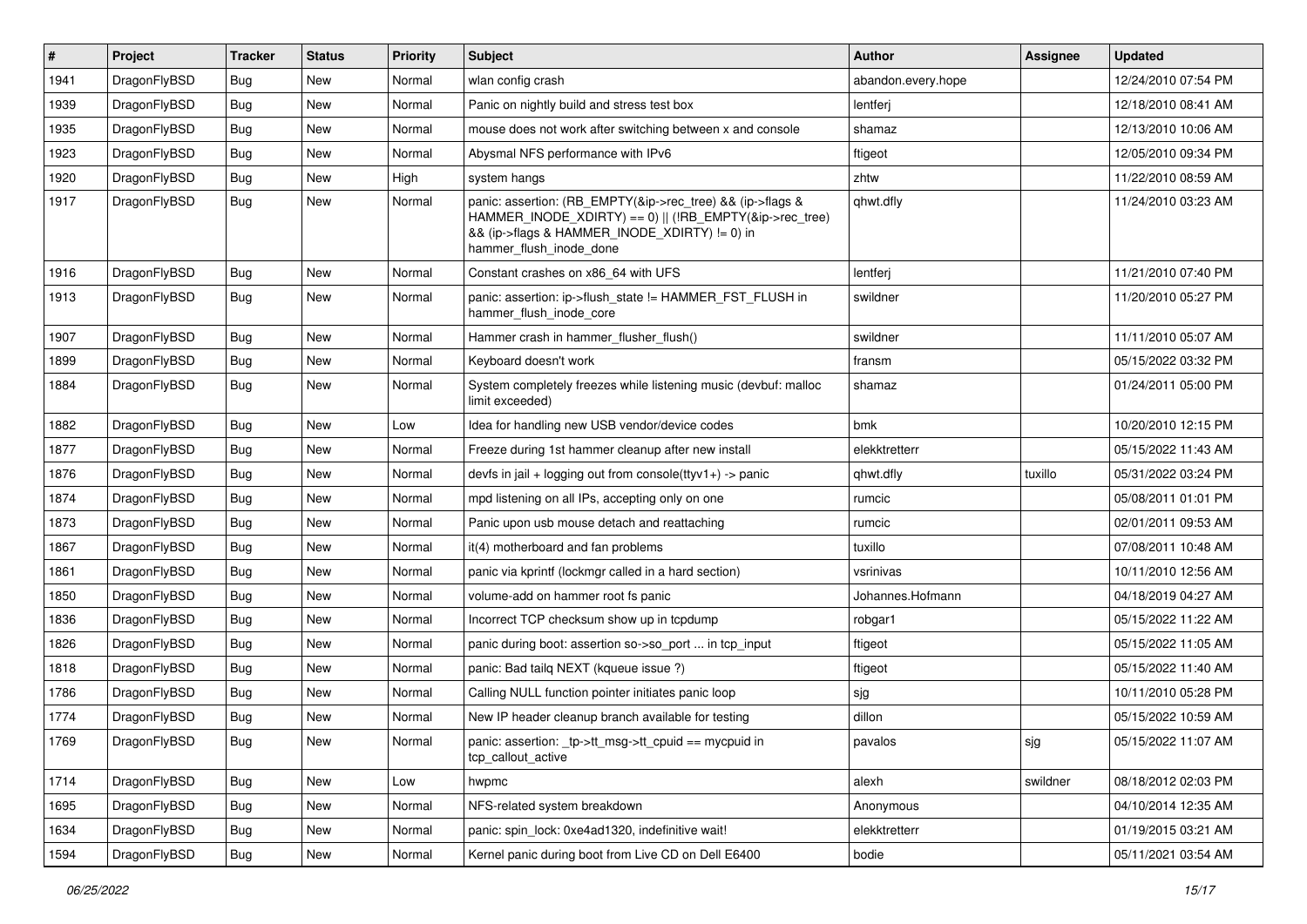| # | Project | Tracker | Status | Priority | Subject | Author | Assignee | Updated |
|---|---|---|---|---|---|---|---|---|
| 1941 | DragonFlyBSD | Bug | New | Normal | wlan config crash | abandon.every.hope | | 12/24/2010 07:54 PM |
| 1939 | DragonFlyBSD | Bug | New | Normal | Panic on nightly build and stress test box | lentferj | | 12/18/2010 08:41 AM |
| 1935 | DragonFlyBSD | Bug | New | Normal | mouse does not work after switching between x and console | shamaz | | 12/13/2010 10:06 AM |
| 1923 | DragonFlyBSD | Bug | New | Normal | Abysmal NFS performance with IPv6 | ftigeot | | 12/05/2010 09:34 PM |
| 1920 | DragonFlyBSD | Bug | New | High | system hangs | zhtw | | 11/22/2010 08:59 AM |
| 1917 | DragonFlyBSD | Bug | New | Normal | panic: assertion: (RB_EMPTY(&ip->rec_tree) && (ip->flags & HAMMER_INODE_XDIRTY) == 0) \|\| (!RB_EMPTY(&ip->rec_tree) && (ip->flags & HAMMER_INODE_XDIRTY) != 0) in hammer_flush_inode_done | qhwt.dfly | | 11/24/2010 03:23 AM |
| 1916 | DragonFlyBSD | Bug | New | Normal | Constant crashes on x86_64 with UFS | lentferj | | 11/21/2010 07:40 PM |
| 1913 | DragonFlyBSD | Bug | New | Normal | panic: assertion: ip->flush_state != HAMMER_FST_FLUSH in hammer_flush_inode_core | swildner | | 11/20/2010 05:27 PM |
| 1907 | DragonFlyBSD | Bug | New | Normal | Hammer crash in hammer_flusher_flush() | swildner | | 11/11/2010 05:07 AM |
| 1899 | DragonFlyBSD | Bug | New | Normal | Keyboard doesn't work | fransm | | 05/15/2022 03:32 PM |
| 1884 | DragonFlyBSD | Bug | New | Normal | System completely freezes while listening music (devbuf: malloc limit exceeded) | shamaz | | 01/24/2011 05:00 PM |
| 1882 | DragonFlyBSD | Bug | New | Low | Idea for handling new USB vendor/device codes | bmk | | 10/20/2010 12:15 PM |
| 1877 | DragonFlyBSD | Bug | New | Normal | Freeze during 1st hammer cleanup after new install | elekktretterr | | 05/15/2022 11:43 AM |
| 1876 | DragonFlyBSD | Bug | New | Normal | devfs in jail + logging out from console(ttyv1+) -> panic | qhwt.dfly | tuxillo | 05/31/2022 03:24 PM |
| 1874 | DragonFlyBSD | Bug | New | Normal | mpd listening on all IPs, accepting only on one | rumcic | | 05/08/2011 01:01 PM |
| 1873 | DragonFlyBSD | Bug | New | Normal | Panic upon usb mouse detach and reattaching | rumcic | | 02/01/2011 09:53 AM |
| 1867 | DragonFlyBSD | Bug | New | Normal | it(4) motherboard and fan problems | tuxillo | | 07/08/2011 10:48 AM |
| 1861 | DragonFlyBSD | Bug | New | Normal | panic via kprintf (lockmgr called in a hard section) | vsrinivas | | 10/11/2010 12:56 AM |
| 1850 | DragonFlyBSD | Bug | New | Normal | volume-add on hammer root fs panic | Johannes.Hofmann | | 04/18/2019 04:27 AM |
| 1836 | DragonFlyBSD | Bug | New | Normal | Incorrect TCP checksum show up in tcpdump | robgar1 | | 05/15/2022 11:22 AM |
| 1826 | DragonFlyBSD | Bug | New | Normal | panic during boot: assertion so->so_port ... in tcp_input | ftigeot | | 05/15/2022 11:05 AM |
| 1818 | DragonFlyBSD | Bug | New | Normal | panic: Bad tailq NEXT (kqueue issue ?) | ftigeot | | 05/15/2022 11:40 AM |
| 1786 | DragonFlyBSD | Bug | New | Normal | Calling NULL function pointer initiates panic loop | sjg | | 10/11/2010 05:28 PM |
| 1774 | DragonFlyBSD | Bug | New | Normal | New IP header cleanup branch available for testing | dillon | | 05/15/2022 10:59 AM |
| 1769 | DragonFlyBSD | Bug | New | Normal | panic: assertion: _tp->tt_msg->tt_cpuid == mycpuid in tcp_callout_active | pavalos | sjg | 05/15/2022 11:07 AM |
| 1714 | DragonFlyBSD | Bug | New | Low | hwpmc | alexh | swildner | 08/18/2012 02:03 PM |
| 1695 | DragonFlyBSD | Bug | New | Normal | NFS-related system breakdown | Anonymous | | 04/10/2014 12:35 AM |
| 1634 | DragonFlyBSD | Bug | New | Normal | panic: spin_lock: 0xe4ad1320, indefinitive wait! | elekktretterr | | 01/19/2015 03:21 AM |
| 1594 | DragonFlyBSD | Bug | New | Normal | Kernel panic during boot from Live CD on Dell E6400 | bodie | | 05/11/2021 03:54 AM |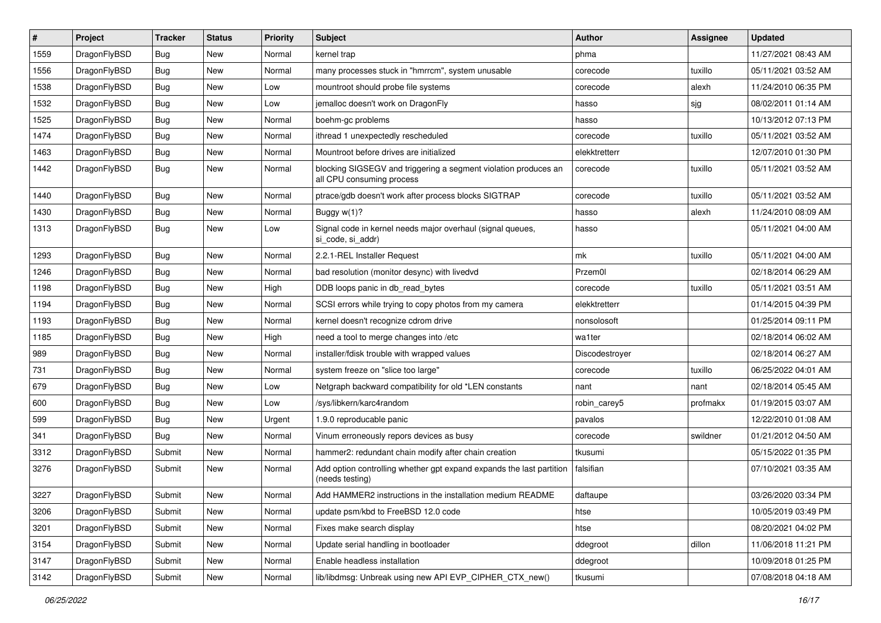| # | Project | Tracker | Status | Priority | Subject | Author | Assignee | Updated |
|---|---|---|---|---|---|---|---|---|
| 1559 | DragonFlyBSD | Bug | New | Normal | kernel trap | phma | | 11/27/2021 08:43 AM |
| 1556 | DragonFlyBSD | Bug | New | Normal | many processes stuck in "hmrrcm", system unusable | corecode | tuxillo | 05/11/2021 03:52 AM |
| 1538 | DragonFlyBSD | Bug | New | Low | mountroot should probe file systems | corecode | alexh | 11/24/2010 06:35 PM |
| 1532 | DragonFlyBSD | Bug | New | Low | jemalloc doesn't work on DragonFly | hasso | sjg | 08/02/2011 01:14 AM |
| 1525 | DragonFlyBSD | Bug | New | Normal | boehm-gc problems | hasso | | 10/13/2012 07:13 PM |
| 1474 | DragonFlyBSD | Bug | New | Normal | ithread 1 unexpectedly rescheduled | corecode | tuxillo | 05/11/2021 03:52 AM |
| 1463 | DragonFlyBSD | Bug | New | Normal | Mountroot before drives are initialized | elekktretterr | | 12/07/2010 01:30 PM |
| 1442 | DragonFlyBSD | Bug | New | Normal | blocking SIGSEGV and triggering a segment violation produces an all CPU consuming process | corecode | tuxillo | 05/11/2021 03:52 AM |
| 1440 | DragonFlyBSD | Bug | New | Normal | ptrace/gdb doesn't work after process blocks SIGTRAP | corecode | tuxillo | 05/11/2021 03:52 AM |
| 1430 | DragonFlyBSD | Bug | New | Normal | Buggy w(1)? | hasso | alexh | 11/24/2010 08:09 AM |
| 1313 | DragonFlyBSD | Bug | New | Low | Signal code in kernel needs major overhaul (signal queues, si_code, si_addr) | hasso | | 05/11/2021 04:00 AM |
| 1293 | DragonFlyBSD | Bug | New | Normal | 2.2.1-REL Installer Request | mk | tuxillo | 05/11/2021 04:00 AM |
| 1246 | DragonFlyBSD | Bug | New | Normal | bad resolution (monitor desync) with livedvd | Przem0l | | 02/18/2014 06:29 AM |
| 1198 | DragonFlyBSD | Bug | New | High | DDB loops panic in db_read_bytes | corecode | tuxillo | 05/11/2021 03:51 AM |
| 1194 | DragonFlyBSD | Bug | New | Normal | SCSI errors while trying to copy photos from my camera | elekktretterr | | 01/14/2015 04:39 PM |
| 1193 | DragonFlyBSD | Bug | New | Normal | kernel doesn't recognize cdrom drive | nonsolosoft | | 01/25/2014 09:11 PM |
| 1185 | DragonFlyBSD | Bug | New | High | need a tool to merge changes into /etc | wa1ter | | 02/18/2014 06:02 AM |
| 989 | DragonFlyBSD | Bug | New | Normal | installer/fdisk trouble with wrapped values | Discodestroyer | | 02/18/2014 06:27 AM |
| 731 | DragonFlyBSD | Bug | New | Normal | system freeze on "slice too large" | corecode | tuxillo | 06/25/2022 04:01 AM |
| 679 | DragonFlyBSD | Bug | New | Low | Netgraph backward compatibility for old *LEN constants | nant | nant | 02/18/2014 05:45 AM |
| 600 | DragonFlyBSD | Bug | New | Low | /sys/libkern/karc4random | robin_carey5 | profmakx | 01/19/2015 03:07 AM |
| 599 | DragonFlyBSD | Bug | New | Urgent | 1.9.0 reproducable panic | pavalos | | 12/22/2010 01:08 AM |
| 341 | DragonFlyBSD | Bug | New | Normal | Vinum erroneously repors devices as busy | corecode | swildner | 01/21/2012 04:50 AM |
| 3312 | DragonFlyBSD | Submit | New | Normal | hammer2: redundant chain modify after chain creation | tkusumi | | 05/15/2022 01:35 PM |
| 3276 | DragonFlyBSD | Submit | New | Normal | Add option controlling whether gpt expand expands the last partition (needs testing) | falsifian | | 07/10/2021 03:35 AM |
| 3227 | DragonFlyBSD | Submit | New | Normal | Add HAMMER2 instructions in the installation medium README | daftaupe | | 03/26/2020 03:34 PM |
| 3206 | DragonFlyBSD | Submit | New | Normal | update psm/kbd to FreeBSD 12.0 code | htse | | 10/05/2019 03:49 PM |
| 3201 | DragonFlyBSD | Submit | New | Normal | Fixes make search display | htse | | 08/20/2021 04:02 PM |
| 3154 | DragonFlyBSD | Submit | New | Normal | Update serial handling in bootloader | ddegroot | dillon | 11/06/2018 11:21 PM |
| 3147 | DragonFlyBSD | Submit | New | Normal | Enable headless installation | ddegroot | | 10/09/2018 01:25 PM |
| 3142 | DragonFlyBSD | Submit | New | Normal | lib/libdmsg: Unbreak using new API EVP_CIPHER_CTX_new() | tkusumi | | 07/08/2018 04:18 AM |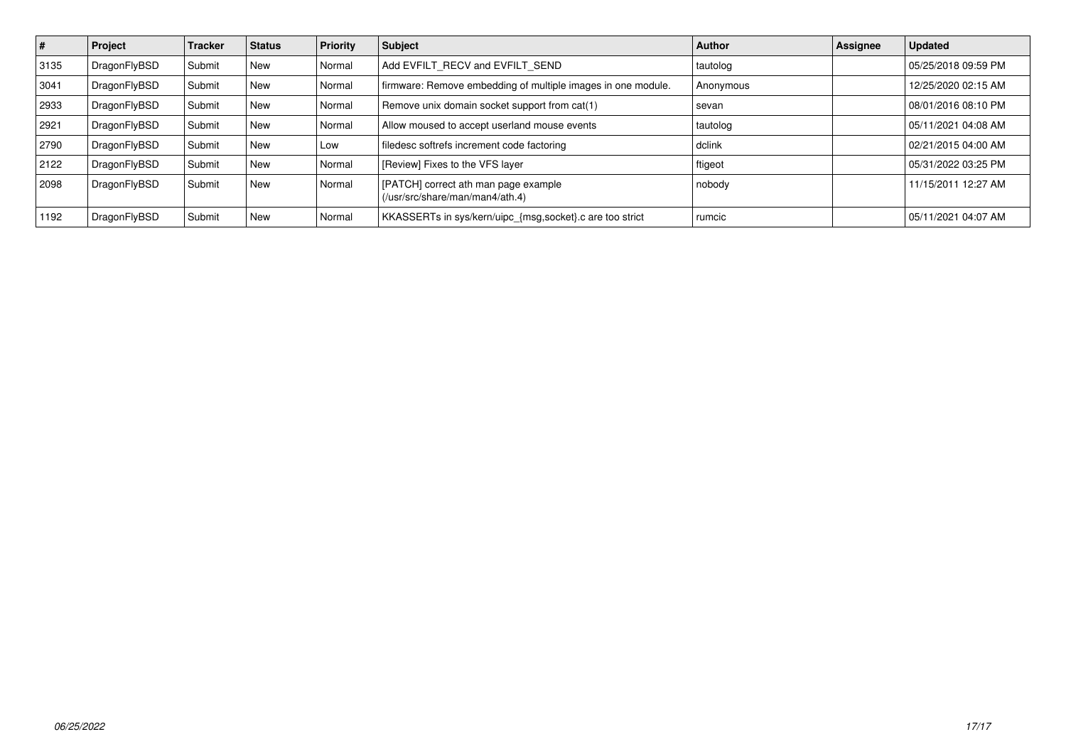| # | Project | Tracker | Status | Priority | Subject | Author | Assignee | Updated |
|---|---|---|---|---|---|---|---|---|
| 3135 | DragonFlyBSD | Submit | New | Normal | Add EVFILT_RECV and EVFILT_SEND | tautolog | | 05/25/2018 09:59 PM |
| 3041 | DragonFlyBSD | Submit | New | Normal | firmware: Remove embedding of multiple images in one module. | Anonymous | | 12/25/2020 02:15 AM |
| 2933 | DragonFlyBSD | Submit | New | Normal | Remove unix domain socket support from cat(1) | sevan | | 08/01/2016 08:10 PM |
| 2921 | DragonFlyBSD | Submit | New | Normal | Allow moused to accept userland mouse events | tautolog | | 05/11/2021 04:08 AM |
| 2790 | DragonFlyBSD | Submit | New | Low | filedesc softrefs increment code factoring | dclink | | 02/21/2015 04:00 AM |
| 2122 | DragonFlyBSD | Submit | New | Normal | [Review] Fixes to the VFS layer | ftigeot | | 05/31/2022 03:25 PM |
| 2098 | DragonFlyBSD | Submit | New | Normal | [PATCH] correct ath man page example (/usr/src/share/man/man4/ath.4) | nobody | | 11/15/2011 12:27 AM |
| 1192 | DragonFlyBSD | Submit | New | Normal | KKASSERTs in sys/kern/uipc_{msg,socket}.c are too strict | rumcic | | 05/11/2021 04:07 AM |